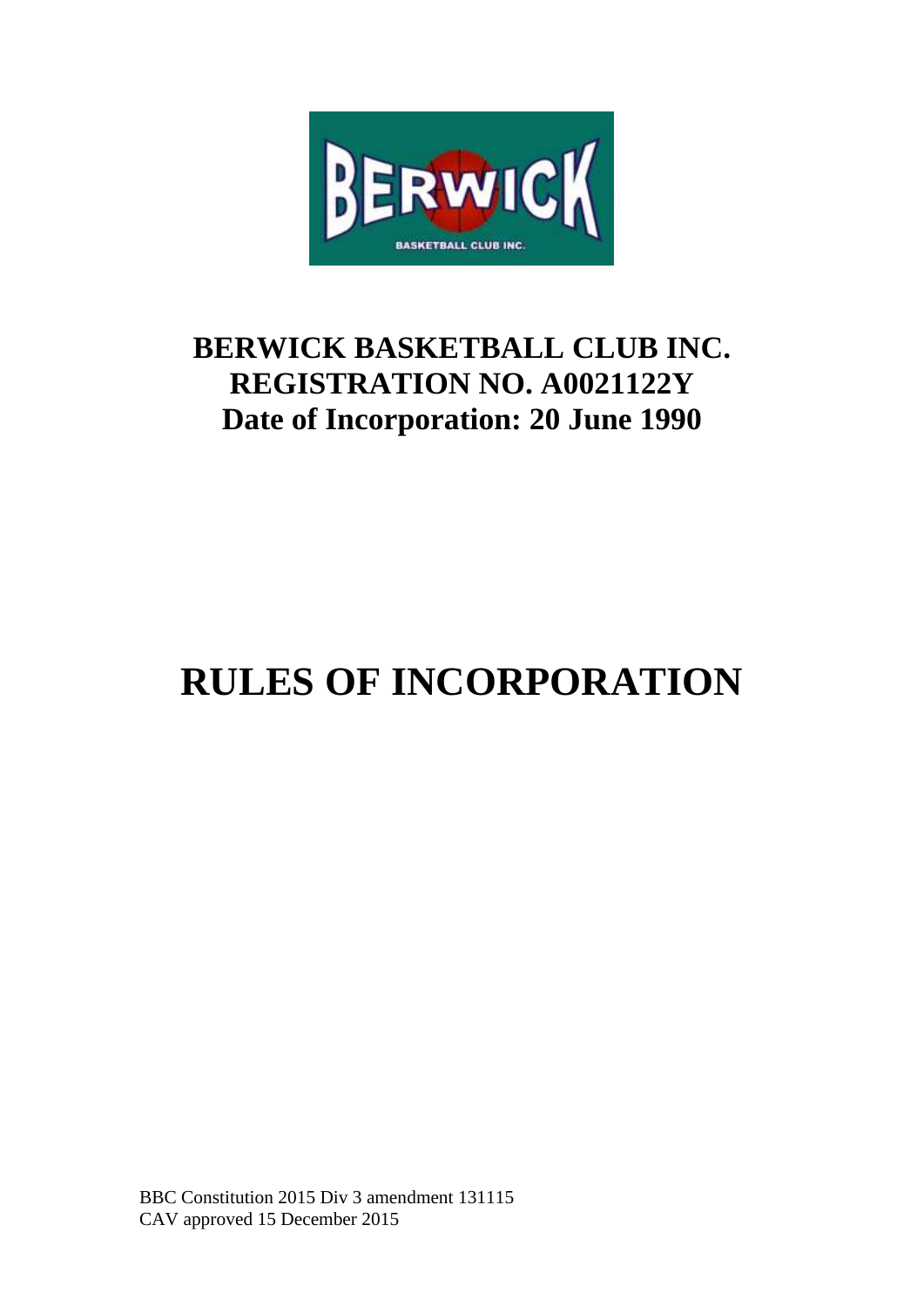**BERWICK BASKETBALL CLUB INC.**
**REGISTRATION NO. A0021122Y**
**Date of Incorporation: 20 June 1990**

# RULES OF INCORPORATION

BBC Constitution 2015 Div 3 amendment 131115
CAV approved 15 December 2015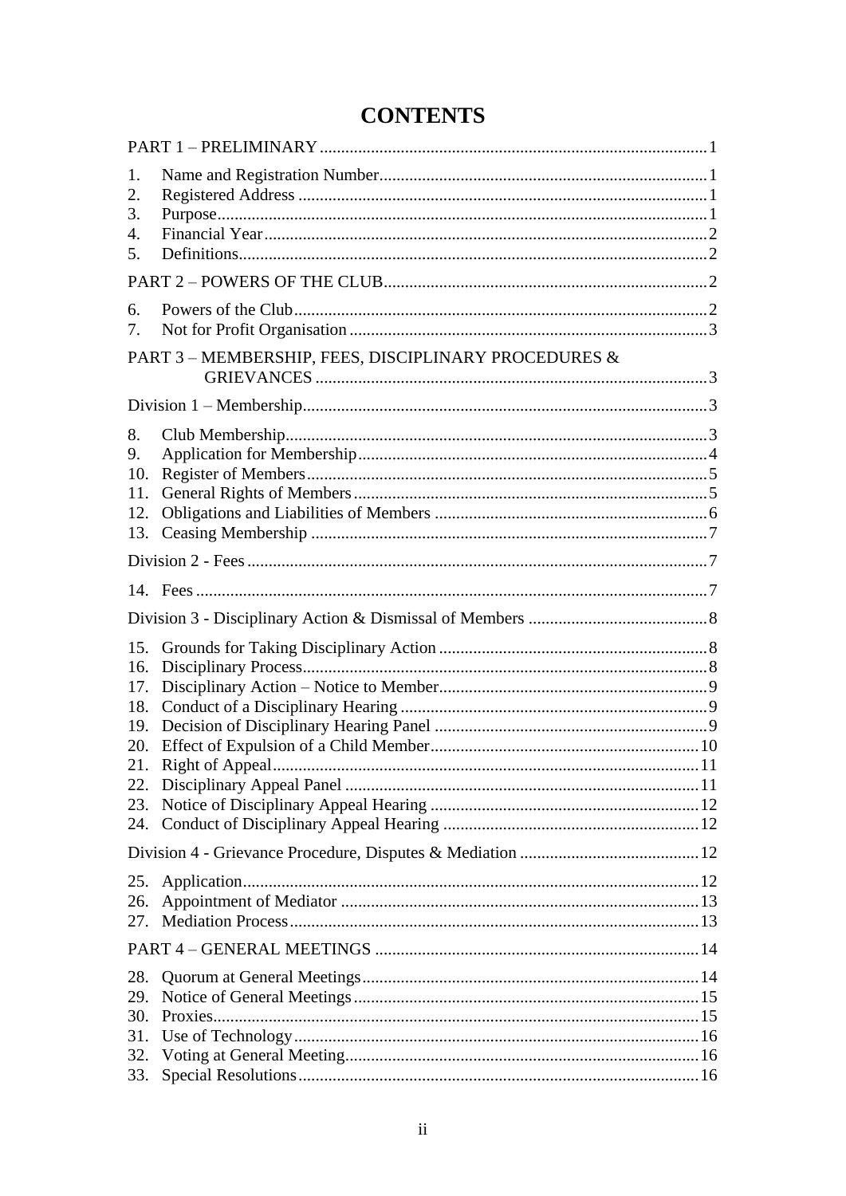# CONTENTS

PART 1 – PRELIMINARY ..... 1

1. Name and Registration Number ..... 1
2. Registered Address ..... 1
3. Purpose ..... 1
4. Financial Year ..... 2
5. Definitions ..... 2

PART 2 – POWERS OF THE CLUB ..... 2

6. Powers of the Club ..... 2
7. Not for Profit Organisation ..... 3

PART 3 – MEMBERSHIP, FEES, DISCIPLINARY PROCEDURES & GRIEVANCES ..... 3

Division 1 – Membership ..... 3

8. Club Membership ..... 3
9. Application for Membership ..... 4
10. Register of Members ..... 5
11. General Rights of Members ..... 5
12. Obligations and Liabilities of Members ..... 6
13. Ceasing Membership ..... 7

Division 2 - Fees ..... 7

14. Fees ..... 7

Division 3 - Disciplinary Action & Dismissal of Members ..... 8

15. Grounds for Taking Disciplinary Action ..... 8
16. Disciplinary Process ..... 8
17. Disciplinary Action – Notice to Member ..... 9
18. Conduct of a Disciplinary Hearing ..... 9
19. Decision of Disciplinary Hearing Panel ..... 9
20. Effect of Expulsion of a Child Member ..... 10
21. Right of Appeal ..... 11
22. Disciplinary Appeal Panel ..... 11
23. Notice of Disciplinary Appeal Hearing ..... 12
24. Conduct of Disciplinary Appeal Hearing ..... 12

Division 4 - Grievance Procedure, Disputes & Mediation ..... 12

25. Application ..... 12
26. Appointment of Mediator ..... 13
27. Mediation Process ..... 13

PART 4 – GENERAL MEETINGS ..... 14

28. Quorum at General Meetings ..... 14
29. Notice of General Meetings ..... 15
30. Proxies ..... 15
31. Use of Technology ..... 16
32. Voting at General Meeting ..... 16
33. Special Resolutions ..... 16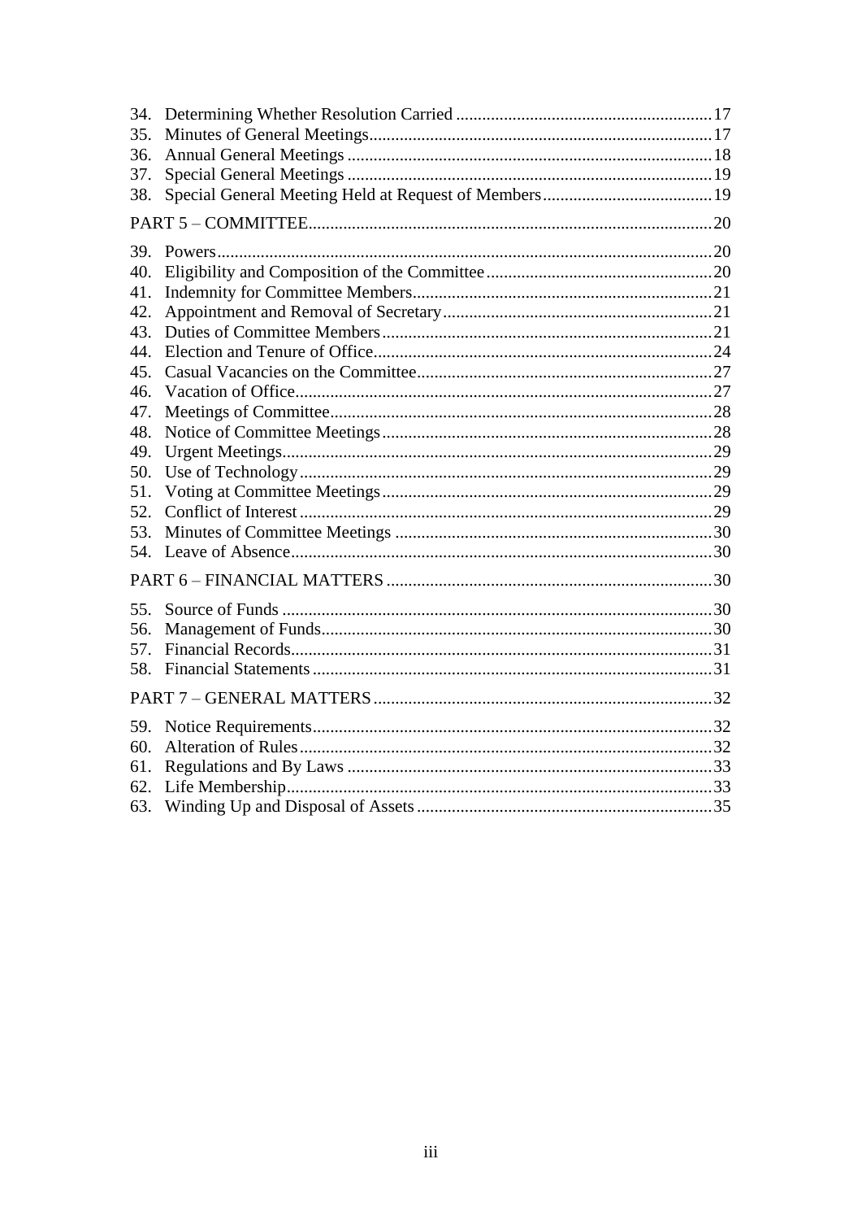34. Determining Whether Resolution Carried ....... 17
35. Minutes of General Meetings ....... 17
36. Annual General Meetings ....... 18
37. Special General Meetings ....... 19
38. Special General Meeting Held at Request of Members ....... 19

PART 5 – COMMITTEE ....... 20

39. Powers ....... 20
40. Eligibility and Composition of the Committee ....... 20
41. Indemnity for Committee Members ....... 21
42. Appointment and Removal of Secretary ....... 21
43. Duties of Committee Members ....... 21
44. Election and Tenure of Office ....... 24
45. Casual Vacancies on the Committee ....... 27
46. Vacation of Office ....... 27
47. Meetings of Committee ....... 28
48. Notice of Committee Meetings ....... 28
49. Urgent Meetings ....... 29
50. Use of Technology ....... 29
51. Voting at Committee Meetings ....... 29
52. Conflict of Interest ....... 29
53. Minutes of Committee Meetings ....... 30
54. Leave of Absence ....... 30

PART 6 – FINANCIAL MATTERS ....... 30

55. Source of Funds ....... 30
56. Management of Funds ....... 30
57. Financial Records ....... 31
58. Financial Statements ....... 31

PART 7 – GENERAL MATTERS ....... 32

59. Notice Requirements ....... 32
60. Alteration of Rules ....... 32
61. Regulations and By Laws ....... 33
62. Life Membership ....... 33
63. Winding Up and Disposal of Assets ....... 35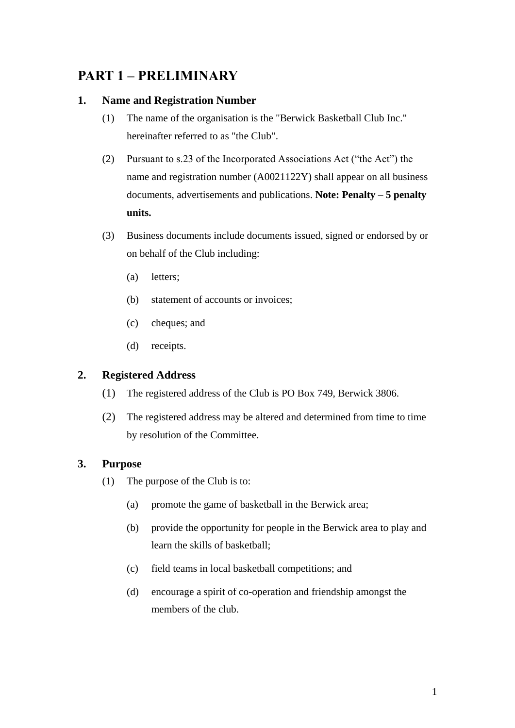# PART 1 – PRELIMINARY

## 1. Name and Registration Number

(1) The name of the organisation is the "Berwick Basketball Club Inc." hereinafter referred to as "the Club".

(2) Pursuant to s.23 of the Incorporated Associations Act ("the Act") the name and registration number (A0021122Y) shall appear on all business documents, advertisements and publications. **Note: Penalty – 5 penalty units.**

(3) Business documents include documents issued, signed or endorsed by or on behalf of the Club including:

   (a) letters;

   (b) statement of accounts or invoices;

   (c) cheques; and

   (d) receipts.

## 2. Registered Address

(1) The registered address of the Club is PO Box 749, Berwick 3806.

(2) The registered address may be altered and determined from time to time by resolution of the Committee.

## 3. Purpose

(1) The purpose of the Club is to:

   (a) promote the game of basketball in the Berwick area;

   (b) provide the opportunity for people in the Berwick area to play and learn the skills of basketball;

   (c) field teams in local basketball competitions; and

   (d) encourage a spirit of co-operation and friendship amongst the members of the club.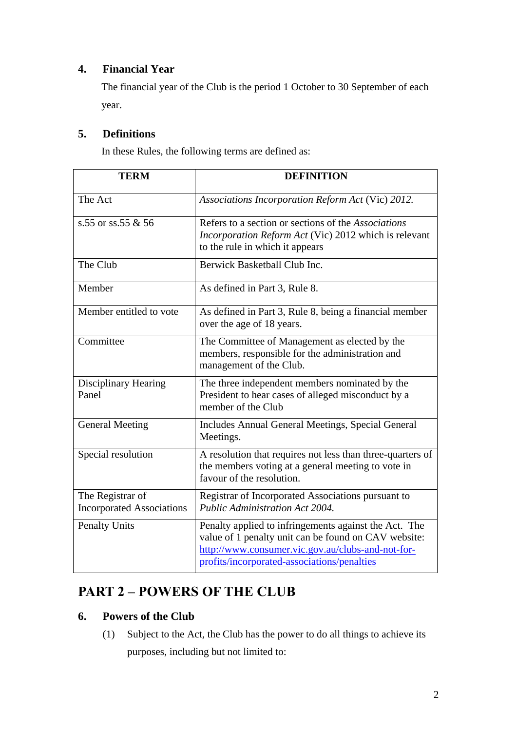## 4. Financial Year

The financial year of the Club is the period 1 October to 30 September of each year.

## 5. Definitions

In these Rules, the following terms are defined as:

| TERM | DEFINITION |
|---|---|
| The Act | *Associations Incorporation Reform Act* (Vic) *2012.* |
| s.55 or ss.55 & 56 | Refers to a section or sections of the *Associations Incorporation Reform Act* (Vic) 2012 which is relevant to the rule in which it appears |
| The Club | Berwick Basketball Club Inc. |
| Member | As defined in Part 3, Rule 8. |
| Member entitled to vote | As defined in Part 3, Rule 8, being a financial member over the age of 18 years. |
| Committee | The Committee of Management as elected by the members, responsible for the administration and management of the Club. |
| Disciplinary Hearing Panel | The three independent members nominated by the President to hear cases of alleged misconduct by a member of the Club |
| General Meeting | Includes Annual General Meetings, Special General Meetings. |
| Special resolution | A resolution that requires not less than three-quarters of the members voting at a general meeting to vote in favour of the resolution. |
| The Registrar of Incorporated Associations | Registrar of Incorporated Associations pursuant to *Public Administration Act 2004.* |
| Penalty Units | Penalty applied to infringements against the Act. The value of 1 penalty unit can be found on CAV website: [http://www.consumer.vic.gov.au/clubs-and-not-for-profits/incorporated-associations/penalties](http://www.consumer.vic.gov.au/clubs-and-not-for-profits/incorporated-associations/penalties) |

# PART 2 – POWERS OF THE CLUB

## 6. Powers of the Club

(1) Subject to the Act, the Club has the power to do all things to achieve its purposes, including but not limited to: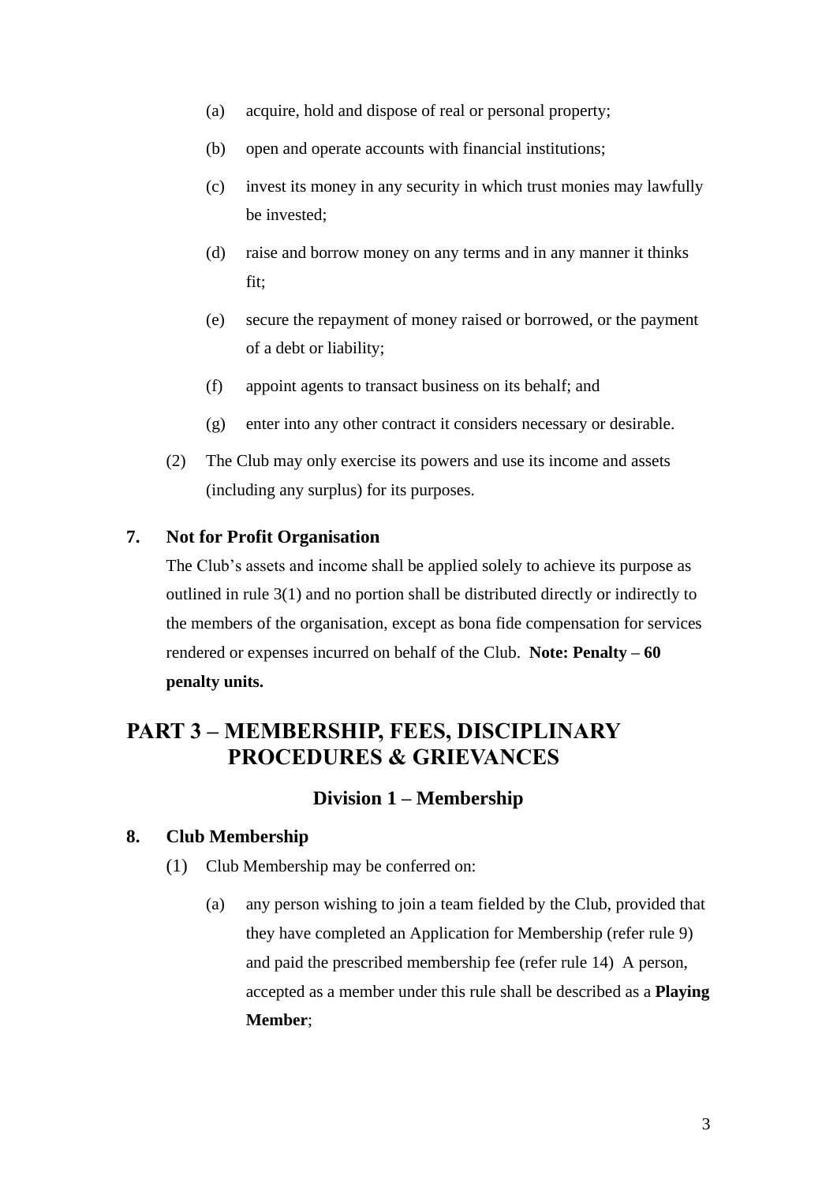(a) acquire, hold and dispose of real or personal property;

(b) open and operate accounts with financial institutions;

(c) invest its money in any security in which trust monies may lawfully be invested;

(d) raise and borrow money on any terms and in any manner it thinks fit;

(e) secure the repayment of money raised or borrowed, or the payment of a debt or liability;

(f) appoint agents to transact business on its behalf; and

(g) enter into any other contract it considers necessary or desirable.

(2) The Club may only exercise its powers and use its income and assets (including any surplus) for its purposes.

### 7. Not for Profit Organisation

The Club's assets and income shall be applied solely to achieve its purpose as outlined in rule 3(1) and no portion shall be distributed directly or indirectly to the members of the organisation, except as bona fide compensation for services rendered or expenses incurred on behalf of the Club. **Note: Penalty – 60 penalty units.**

## PART 3 – MEMBERSHIP, FEES, DISCIPLINARY PROCEDURES & GRIEVANCES

### Division 1 – Membership

### 8. Club Membership

(1) Club Membership may be conferred on:

(a) any person wishing to join a team fielded by the Club, provided that they have completed an Application for Membership (refer rule 9) and paid the prescribed membership fee (refer rule 14) A person, accepted as a member under this rule shall be described as a **Playing Member**;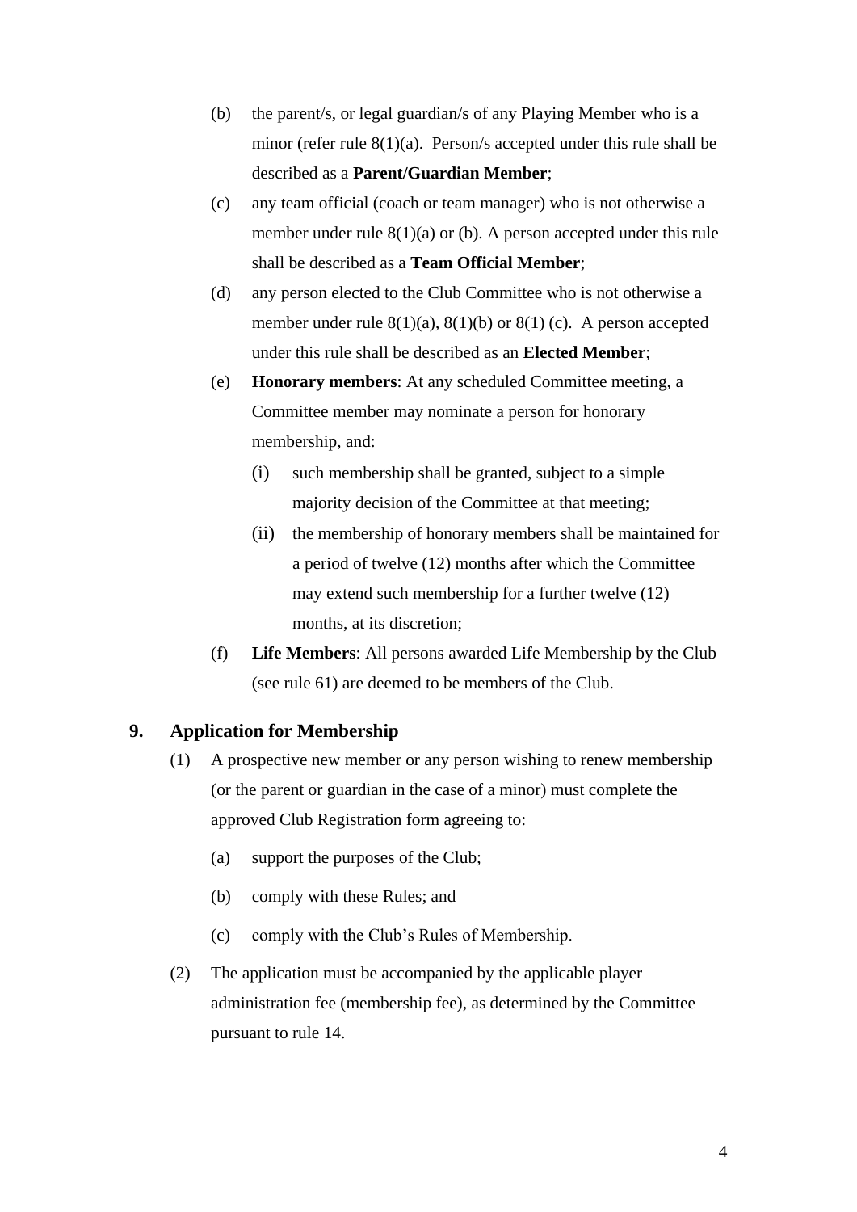(b) the parent/s, or legal guardian/s of any Playing Member who is a minor (refer rule 8(1)(a). Person/s accepted under this rule shall be described as a **Parent/Guardian Member**;

(c) any team official (coach or team manager) who is not otherwise a member under rule 8(1)(a) or (b). A person accepted under this rule shall be described as a **Team Official Member**;

(d) any person elected to the Club Committee who is not otherwise a member under rule 8(1)(a), 8(1)(b) or 8(1) (c). A person accepted under this rule shall be described as an **Elected Member**;

(e) **Honorary members**: At any scheduled Committee meeting, a Committee member may nominate a person for honorary membership, and:

   (i) such membership shall be granted, subject to a simple majority decision of the Committee at that meeting;

   (ii) the membership of honorary members shall be maintained for a period of twelve (12) months after which the Committee may extend such membership for a further twelve (12) months, at its discretion;

(f) **Life Members**: All persons awarded Life Membership by the Club (see rule 61) are deemed to be members of the Club.

## 9. Application for Membership

(1) A prospective new member or any person wishing to renew membership (or the parent or guardian in the case of a minor) must complete the approved Club Registration form agreeing to:

   (a) support the purposes of the Club;

   (b) comply with these Rules; and

   (c) comply with the Club's Rules of Membership.

(2) The application must be accompanied by the applicable player administration fee (membership fee), as determined by the Committee pursuant to rule 14.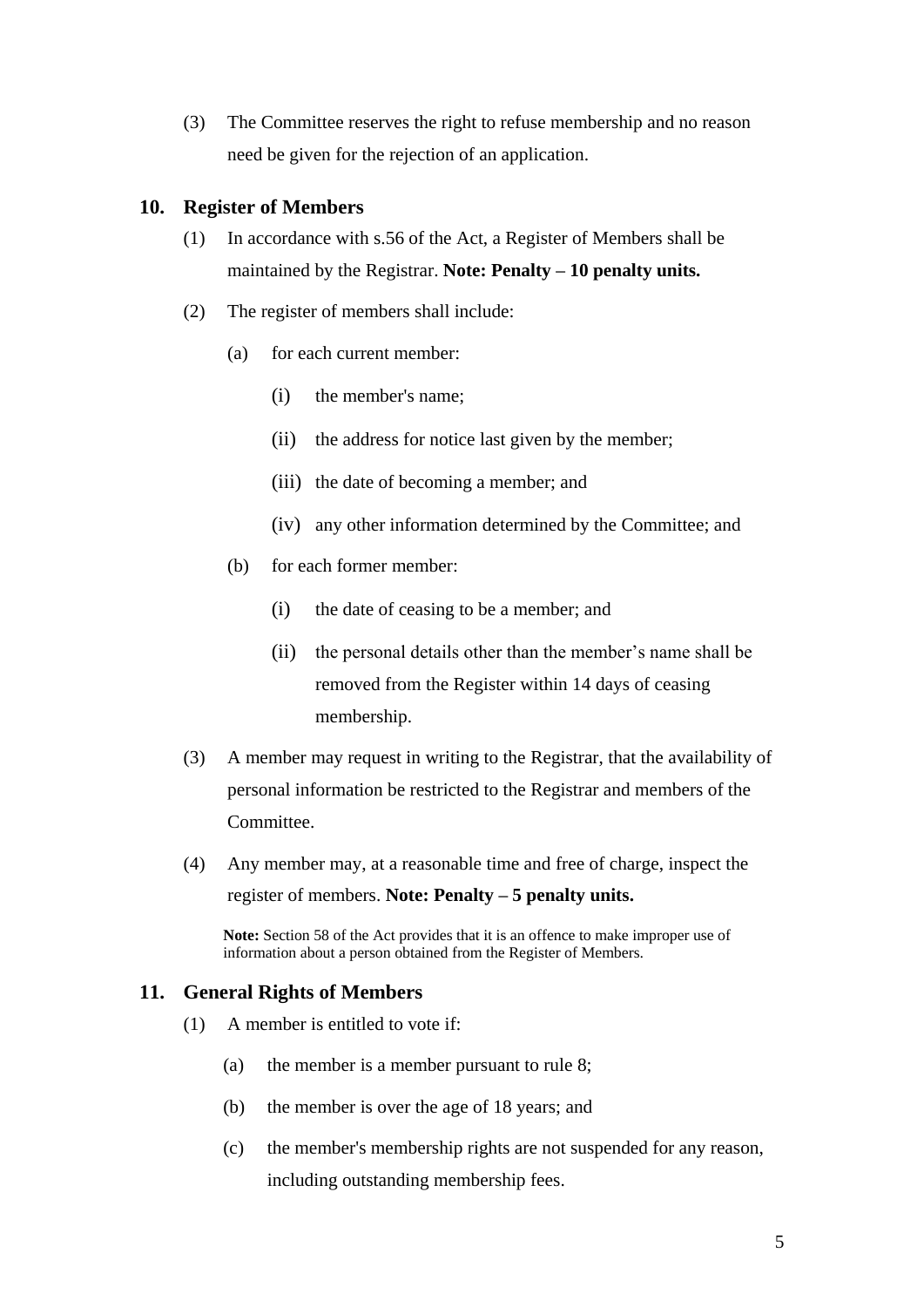(3) The Committee reserves the right to refuse membership and no reason need be given for the rejection of an application.

## 10. Register of Members

(1) In accordance with s.56 of the Act, a Register of Members shall be maintained by the Registrar. **Note: Penalty – 10 penalty units.**

(2) The register of members shall include:

- (a) for each current member:
  - (i) the member's name;
  - (ii) the address for notice last given by the member;
  - (iii) the date of becoming a member; and
  - (iv) any other information determined by the Committee; and
- (b) for each former member:
  - (i) the date of ceasing to be a member; and
  - (ii) the personal details other than the member's name shall be removed from the Register within 14 days of ceasing membership.

(3) A member may request in writing to the Registrar, that the availability of personal information be restricted to the Registrar and members of the Committee.

(4) Any member may, at a reasonable time and free of charge, inspect the register of members. **Note: Penalty – 5 penalty units.**

**Note:** Section 58 of the Act provides that it is an offence to make improper use of information about a person obtained from the Register of Members.

## 11. General Rights of Members

(1) A member is entitled to vote if:

- (a) the member is a member pursuant to rule 8;
- (b) the member is over the age of 18 years; and
- (c) the member's membership rights are not suspended for any reason, including outstanding membership fees.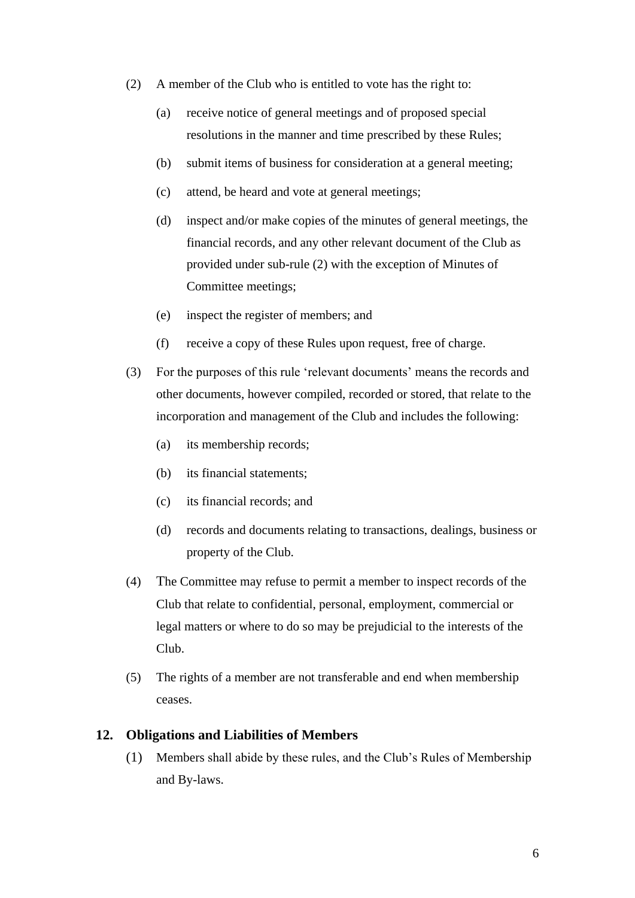(2) A member of the Club who is entitled to vote has the right to:

   (a) receive notice of general meetings and of proposed special resolutions in the manner and time prescribed by these Rules;

   (b) submit items of business for consideration at a general meeting;

   (c) attend, be heard and vote at general meetings;

   (d) inspect and/or make copies of the minutes of general meetings, the financial records, and any other relevant document of the Club as provided under sub-rule (2) with the exception of Minutes of Committee meetings;

   (e) inspect the register of members; and

   (f) receive a copy of these Rules upon request, free of charge.

(3) For the purposes of this rule 'relevant documents' means the records and other documents, however compiled, recorded or stored, that relate to the incorporation and management of the Club and includes the following:

   (a) its membership records;

   (b) its financial statements;

   (c) its financial records; and

   (d) records and documents relating to transactions, dealings, business or property of the Club.

(4) The Committee may refuse to permit a member to inspect records of the Club that relate to confidential, personal, employment, commercial or legal matters or where to do so may be prejudicial to the interests of the Club.

(5) The rights of a member are not transferable and end when membership ceases.

## 12. Obligations and Liabilities of Members

(1) Members shall abide by these rules, and the Club's Rules of Membership and By-laws.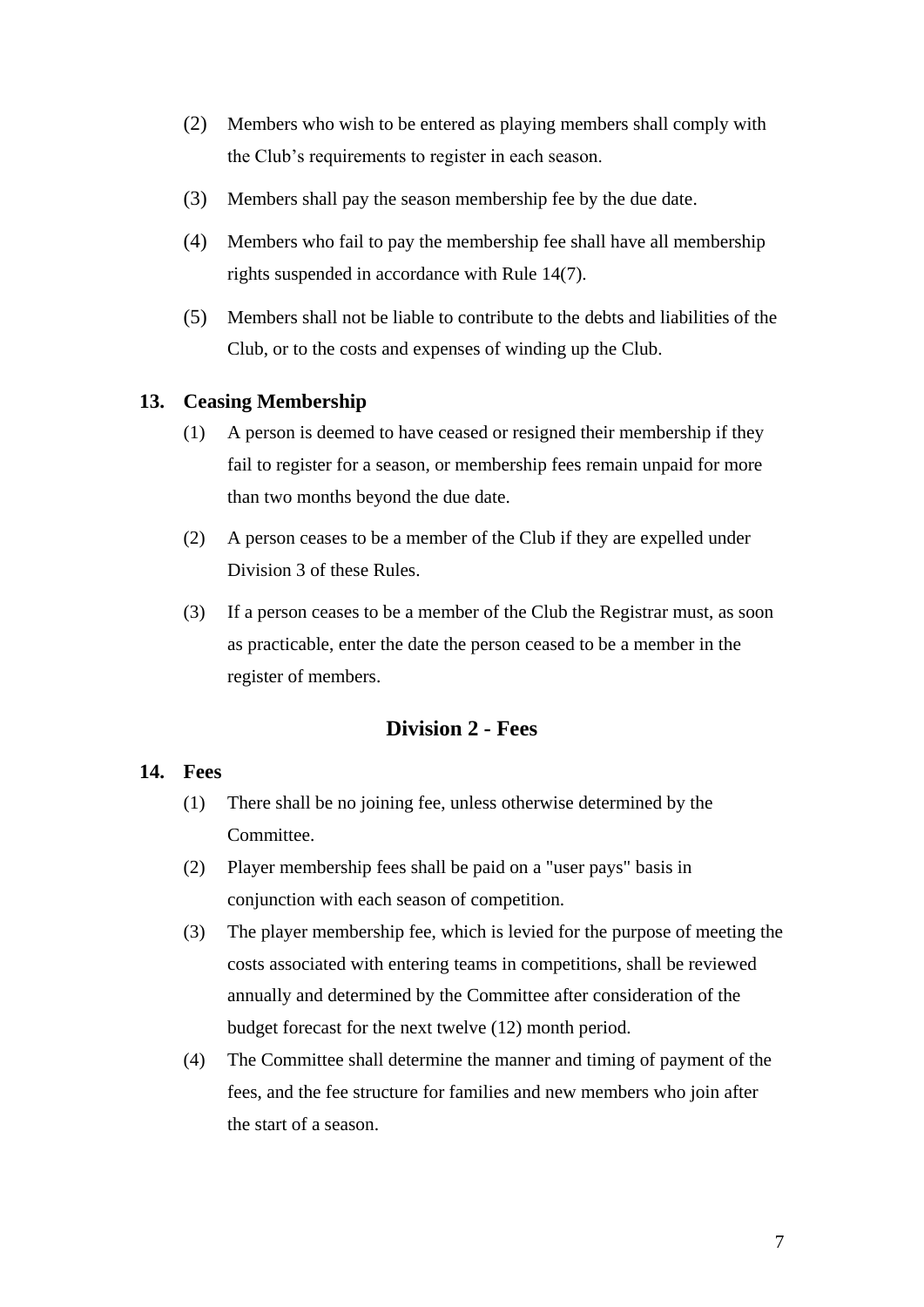(2) Members who wish to be entered as playing members shall comply with the Club's requirements to register in each season.

(3) Members shall pay the season membership fee by the due date.

(4) Members who fail to pay the membership fee shall have all membership rights suspended in accordance with Rule 14(7).

(5) Members shall not be liable to contribute to the debts and liabilities of the Club, or to the costs and expenses of winding up the Club.

### 13. Ceasing Membership

(1) A person is deemed to have ceased or resigned their membership if they fail to register for a season, or membership fees remain unpaid for more than two months beyond the due date.

(2) A person ceases to be a member of the Club if they are expelled under Division 3 of these Rules.

(3) If a person ceases to be a member of the Club the Registrar must, as soon as practicable, enter the date the person ceased to be a member in the register of members.

## Division 2 - Fees

### 14. Fees

(1) There shall be no joining fee, unless otherwise determined by the Committee.

(2) Player membership fees shall be paid on a "user pays" basis in conjunction with each season of competition.

(3) The player membership fee, which is levied for the purpose of meeting the costs associated with entering teams in competitions, shall be reviewed annually and determined by the Committee after consideration of the budget forecast for the next twelve (12) month period.

(4) The Committee shall determine the manner and timing of payment of the fees, and the fee structure for families and new members who join after the start of a season.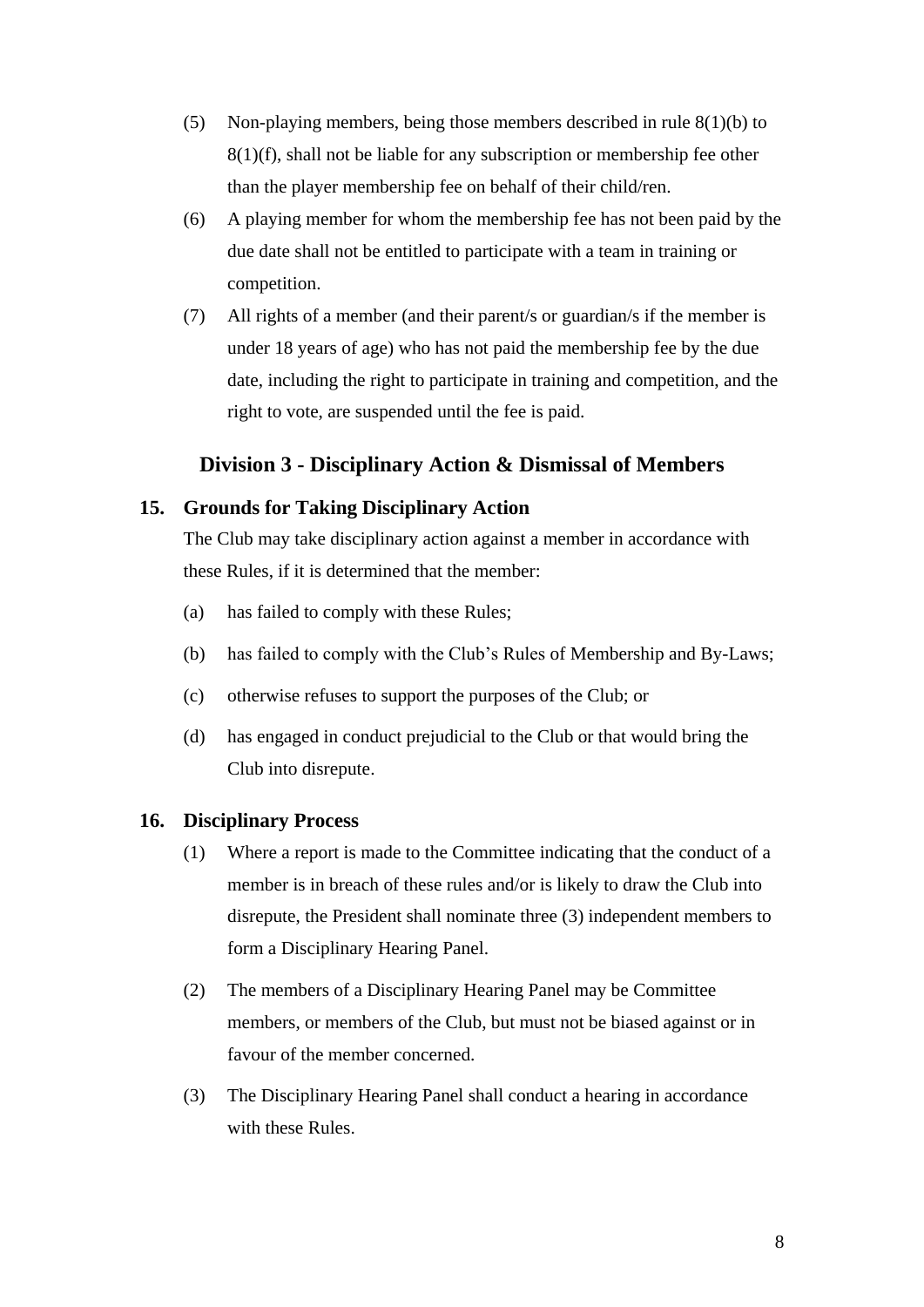(5) Non-playing members, being those members described in rule 8(1)(b) to 8(1)(f), shall not be liable for any subscription or membership fee other than the player membership fee on behalf of their child/ren.

(6) A playing member for whom the membership fee has not been paid by the due date shall not be entitled to participate with a team in training or competition.

(7) All rights of a member (and their parent/s or guardian/s if the member is under 18 years of age) who has not paid the membership fee by the due date, including the right to participate in training and competition, and the right to vote, are suspended until the fee is paid.

## Division 3 - Disciplinary Action & Dismissal of Members

### 15. Grounds for Taking Disciplinary Action

The Club may take disciplinary action against a member in accordance with these Rules, if it is determined that the member:

(a) has failed to comply with these Rules;

(b) has failed to comply with the Club's Rules of Membership and By-Laws;

(c) otherwise refuses to support the purposes of the Club; or

(d) has engaged in conduct prejudicial to the Club or that would bring the Club into disrepute.

### 16. Disciplinary Process

(1) Where a report is made to the Committee indicating that the conduct of a member is in breach of these rules and/or is likely to draw the Club into disrepute, the President shall nominate three (3) independent members to form a Disciplinary Hearing Panel.

(2) The members of a Disciplinary Hearing Panel may be Committee members, or members of the Club, but must not be biased against or in favour of the member concerned.

(3) The Disciplinary Hearing Panel shall conduct a hearing in accordance with these Rules.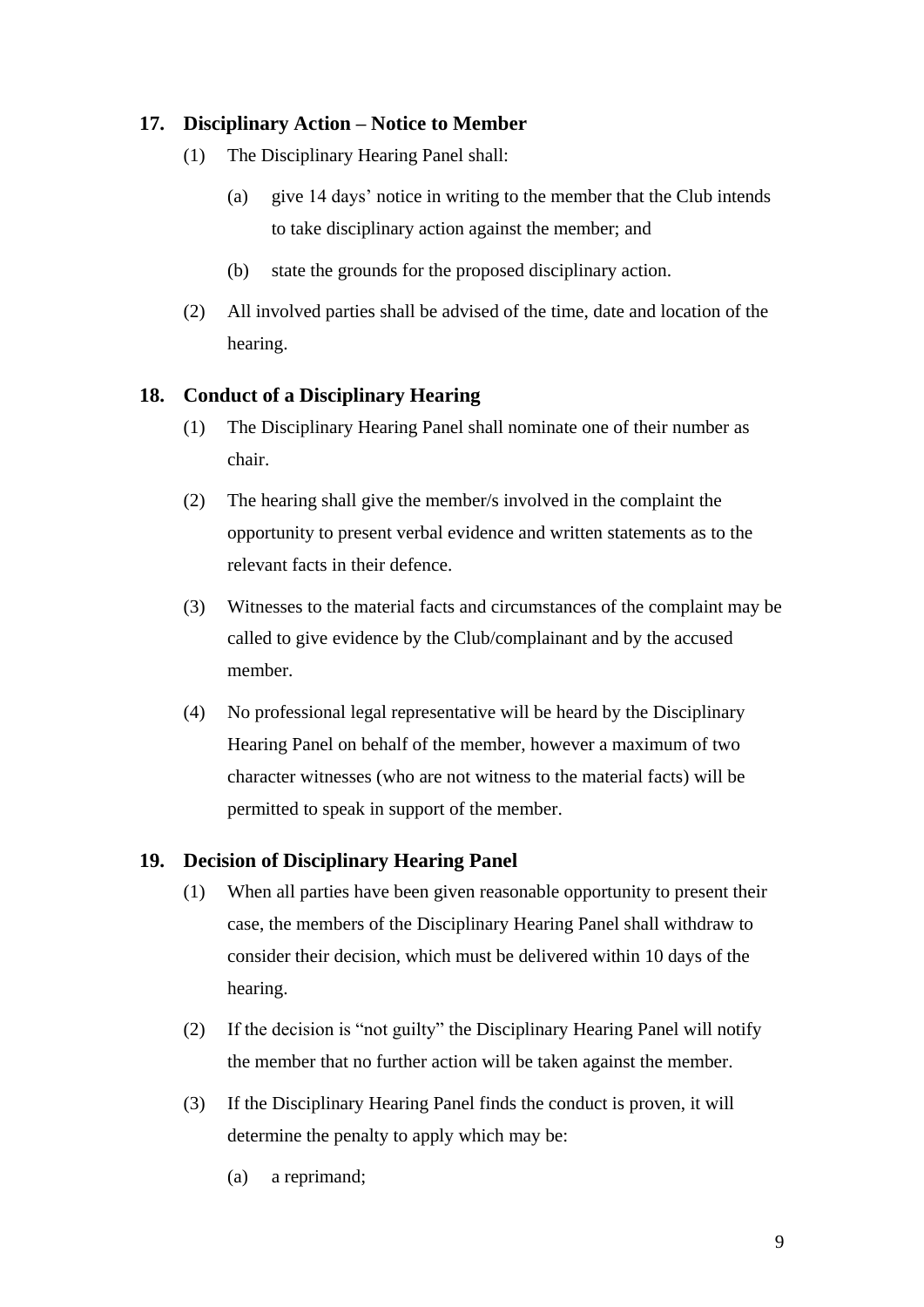## 17. Disciplinary Action – Notice to Member

(1) The Disciplinary Hearing Panel shall:

(a) give 14 days' notice in writing to the member that the Club intends to take disciplinary action against the member; and

(b) state the grounds for the proposed disciplinary action.

(2) All involved parties shall be advised of the time, date and location of the hearing.

## 18. Conduct of a Disciplinary Hearing

(1) The Disciplinary Hearing Panel shall nominate one of their number as chair.

(2) The hearing shall give the member/s involved in the complaint the opportunity to present verbal evidence and written statements as to the relevant facts in their defence.

(3) Witnesses to the material facts and circumstances of the complaint may be called to give evidence by the Club/complainant and by the accused member.

(4) No professional legal representative will be heard by the Disciplinary Hearing Panel on behalf of the member, however a maximum of two character witnesses (who are not witness to the material facts) will be permitted to speak in support of the member.

## 19. Decision of Disciplinary Hearing Panel

(1) When all parties have been given reasonable opportunity to present their case, the members of the Disciplinary Hearing Panel shall withdraw to consider their decision, which must be delivered within 10 days of the hearing.

(2) If the decision is "not guilty" the Disciplinary Hearing Panel will notify the member that no further action will be taken against the member.

(3) If the Disciplinary Hearing Panel finds the conduct is proven, it will determine the penalty to apply which may be:

(a) a reprimand;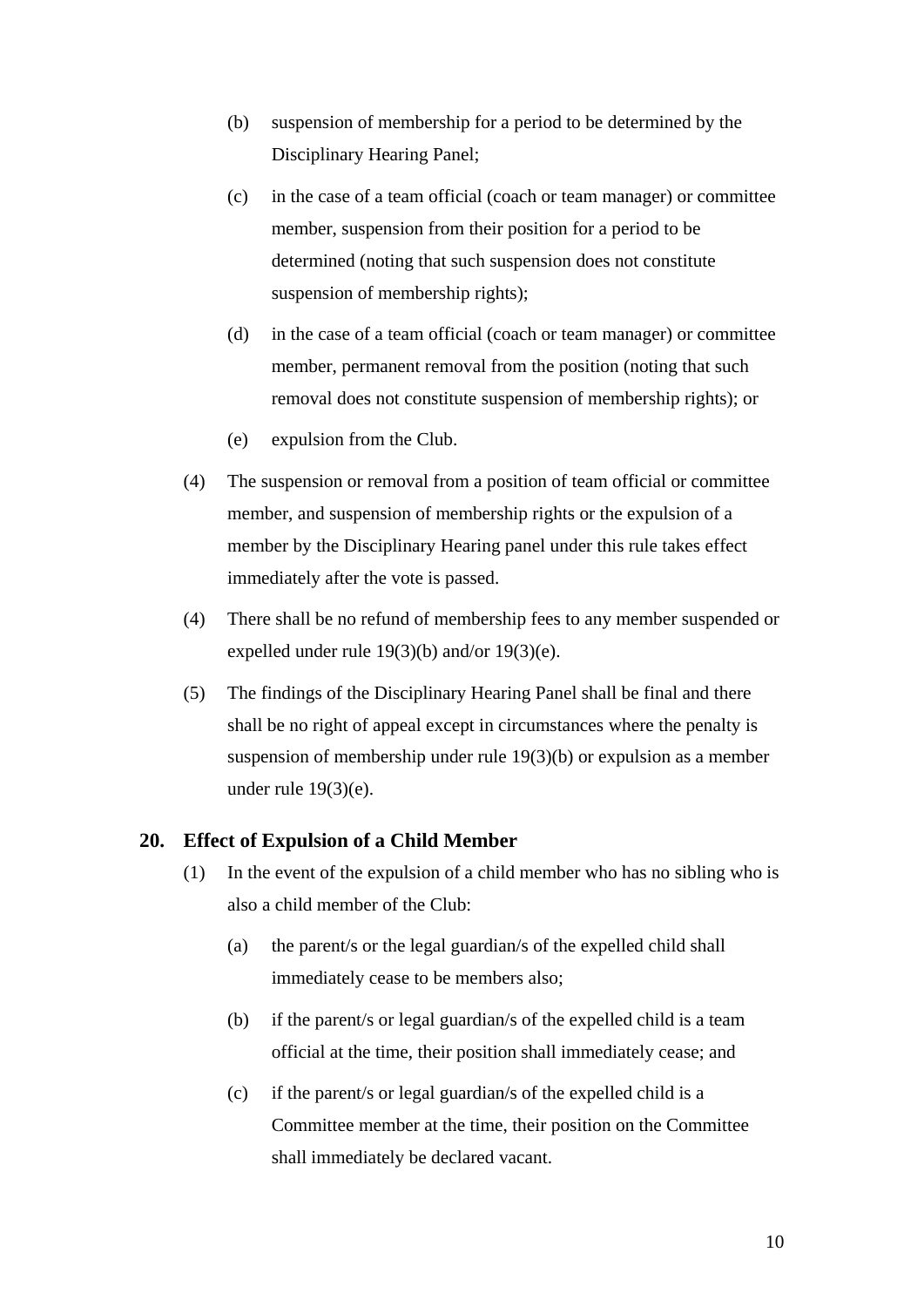(b) suspension of membership for a period to be determined by the Disciplinary Hearing Panel;

(c) in the case of a team official (coach or team manager) or committee member, suspension from their position for a period to be determined (noting that such suspension does not constitute suspension of membership rights);

(d) in the case of a team official (coach or team manager) or committee member, permanent removal from the position (noting that such removal does not constitute suspension of membership rights); or

(e) expulsion from the Club.

(4) The suspension or removal from a position of team official or committee member, and suspension of membership rights or the expulsion of a member by the Disciplinary Hearing panel under this rule takes effect immediately after the vote is passed.

(4) There shall be no refund of membership fees to any member suspended or expelled under rule 19(3)(b) and/or 19(3)(e).

(5) The findings of the Disciplinary Hearing Panel shall be final and there shall be no right of appeal except in circumstances where the penalty is suspension of membership under rule 19(3)(b) or expulsion as a member under rule 19(3)(e).

## 20. Effect of Expulsion of a Child Member

(1) In the event of the expulsion of a child member who has no sibling who is also a child member of the Club:

(a) the parent/s or the legal guardian/s of the expelled child shall immediately cease to be members also;

(b) if the parent/s or legal guardian/s of the expelled child is a team official at the time, their position shall immediately cease; and

(c) if the parent/s or legal guardian/s of the expelled child is a Committee member at the time, their position on the Committee shall immediately be declared vacant.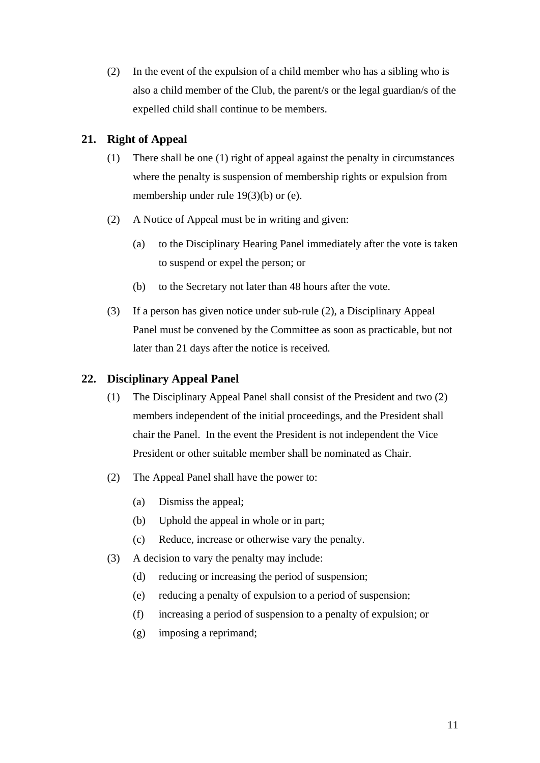(2) In the event of the expulsion of a child member who has a sibling who is also a child member of the Club, the parent/s or the legal guardian/s of the expelled child shall continue to be members.

## 21. Right of Appeal

(1) There shall be one (1) right of appeal against the penalty in circumstances where the penalty is suspension of membership rights or expulsion from membership under rule 19(3)(b) or (e).

(2) A Notice of Appeal must be in writing and given:

   (a) to the Disciplinary Hearing Panel immediately after the vote is taken to suspend or expel the person; or

   (b) to the Secretary not later than 48 hours after the vote.

(3) If a person has given notice under sub-rule (2), a Disciplinary Appeal Panel must be convened by the Committee as soon as practicable, but not later than 21 days after the notice is received.

## 22. Disciplinary Appeal Panel

(1) The Disciplinary Appeal Panel shall consist of the President and two (2) members independent of the initial proceedings, and the President shall chair the Panel. In the event the President is not independent the Vice President or other suitable member shall be nominated as Chair.

(2) The Appeal Panel shall have the power to:

   (a) Dismiss the appeal;

   (b) Uphold the appeal in whole or in part;

   (c) Reduce, increase or otherwise vary the penalty.

(3) A decision to vary the penalty may include:

   (d) reducing or increasing the period of suspension;

   (e) reducing a penalty of expulsion to a period of suspension;

   (f) increasing a period of suspension to a penalty of expulsion; or

   (g) imposing a reprimand;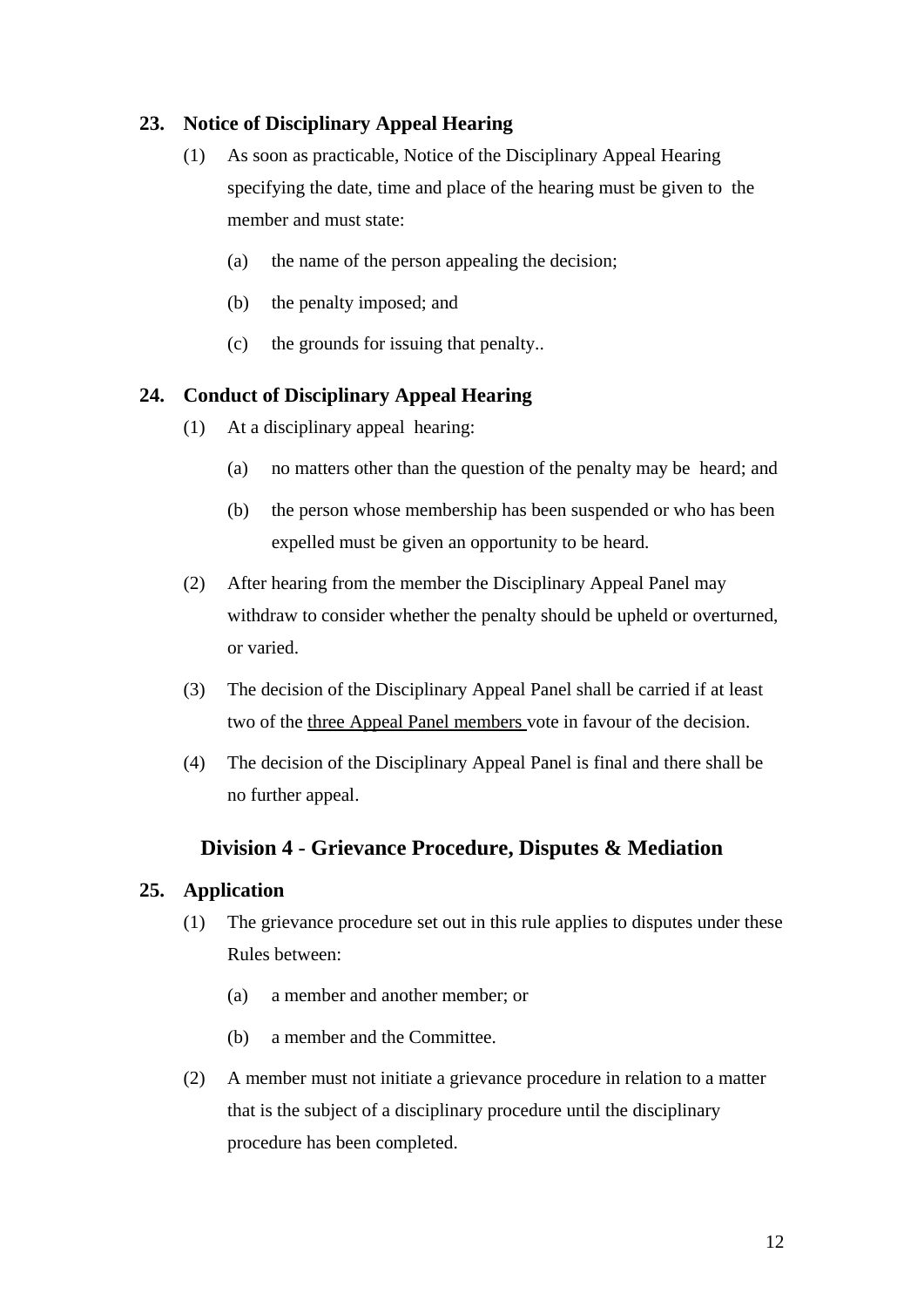## 23. Notice of Disciplinary Appeal Hearing

(1) As soon as practicable, Notice of the Disciplinary Appeal Hearing specifying the date, time and place of the hearing must be given to the member and must state:

(a) the name of the person appealing the decision;

(b) the penalty imposed; and

(c) the grounds for issuing that penalty..

## 24. Conduct of Disciplinary Appeal Hearing

(1) At a disciplinary appeal hearing:

(a) no matters other than the question of the penalty may be heard; and

(b) the person whose membership has been suspended or who has been expelled must be given an opportunity to be heard.

(2) After hearing from the member the Disciplinary Appeal Panel may withdraw to consider whether the penalty should be upheld or overturned, or varied.

(3) The decision of the Disciplinary Appeal Panel shall be carried if at least two of the <u>three Appeal Panel members</u> vote in favour of the decision.

(4) The decision of the Disciplinary Appeal Panel is final and there shall be no further appeal.

# Division 4 - Grievance Procedure, Disputes & Mediation

## 25. Application

(1) The grievance procedure set out in this rule applies to disputes under these Rules between:

(a) a member and another member; or

(b) a member and the Committee.

(2) A member must not initiate a grievance procedure in relation to a matter that is the subject of a disciplinary procedure until the disciplinary procedure has been completed.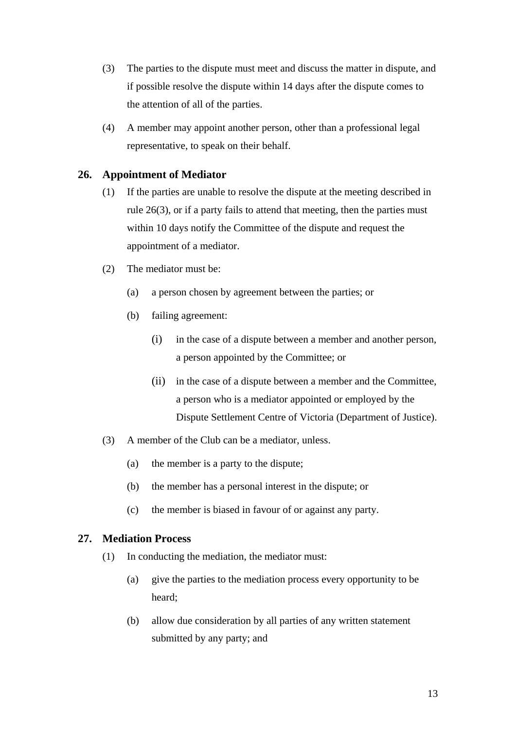(3) The parties to the dispute must meet and discuss the matter in dispute, and if possible resolve the dispute within 14 days after the dispute comes to the attention of all of the parties.

(4) A member may appoint another person, other than a professional legal representative, to speak on their behalf.

## 26. Appointment of Mediator

(1) If the parties are unable to resolve the dispute at the meeting described in rule 26(3), or if a party fails to attend that meeting, then the parties must within 10 days notify the Committee of the dispute and request the appointment of a mediator.

(2) The mediator must be:

- (a) a person chosen by agreement between the parties; or
- (b) failing agreement:
  - (i) in the case of a dispute between a member and another person, a person appointed by the Committee; or
  - (ii) in the case of a dispute between a member and the Committee, a person who is a mediator appointed or employed by the Dispute Settlement Centre of Victoria (Department of Justice).

(3) A member of the Club can be a mediator, unless.

- (a) the member is a party to the dispute;
- (b) the member has a personal interest in the dispute; or
- (c) the member is biased in favour of or against any party.

## 27. Mediation Process

(1) In conducting the mediation, the mediator must:

- (a) give the parties to the mediation process every opportunity to be heard;
- (b) allow due consideration by all parties of any written statement submitted by any party; and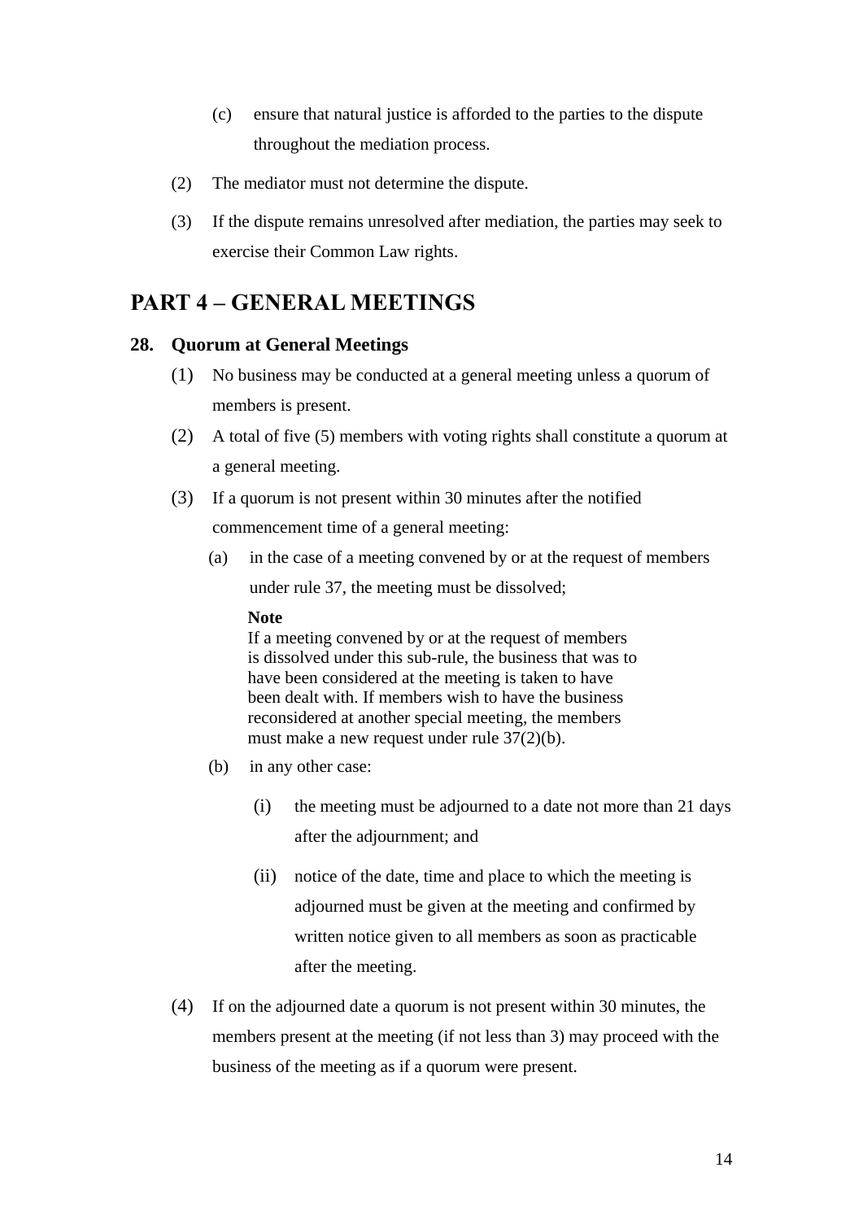(c) ensure that natural justice is afforded to the parties to the dispute throughout the mediation process.

(2) The mediator must not determine the dispute.

(3) If the dispute remains unresolved after mediation, the parties may seek to exercise their Common Law rights.

# PART 4 – GENERAL MEETINGS

## 28. Quorum at General Meetings

(1) No business may be conducted at a general meeting unless a quorum of members is present.

(2) A total of five (5) members with voting rights shall constitute a quorum at a general meeting.

(3) If a quorum is not present within 30 minutes after the notified commencement time of a general meeting:

(a) in the case of a meeting convened by or at the request of members under rule 37, the meeting must be dissolved;

**Note**
If a meeting convened by or at the request of members is dissolved under this sub-rule, the business that was to have been considered at the meeting is taken to have been dealt with. If members wish to have the business reconsidered at another special meeting, the members must make a new request under rule 37(2)(b).

(b) in any other case:

(i) the meeting must be adjourned to a date not more than 21 days after the adjournment; and

(ii) notice of the date, time and place to which the meeting is adjourned must be given at the meeting and confirmed by written notice given to all members as soon as practicable after the meeting.

(4) If on the adjourned date a quorum is not present within 30 minutes, the members present at the meeting (if not less than 3) may proceed with the business of the meeting as if a quorum were present.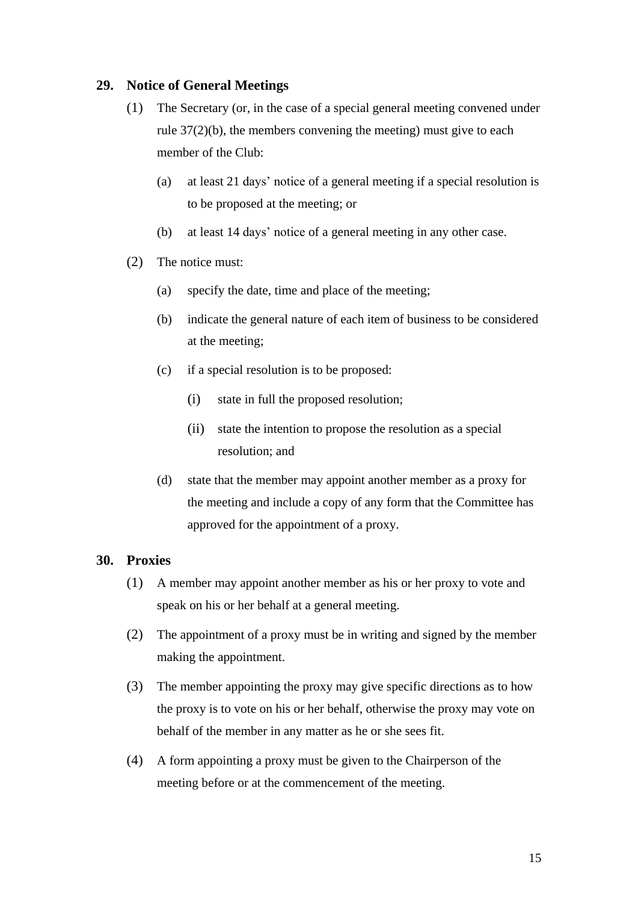## 29. Notice of General Meetings

(1) The Secretary (or, in the case of a special general meeting convened under rule 37(2)(b), the members convening the meeting) must give to each member of the Club:

  (a) at least 21 days' notice of a general meeting if a special resolution is to be proposed at the meeting; or

  (b) at least 14 days' notice of a general meeting in any other case.

(2) The notice must:

  (a) specify the date, time and place of the meeting;

  (b) indicate the general nature of each item of business to be considered at the meeting;

  (c) if a special resolution is to be proposed:

    (i) state in full the proposed resolution;

    (ii) state the intention to propose the resolution as a special resolution; and

  (d) state that the member may appoint another member as a proxy for the meeting and include a copy of any form that the Committee has approved for the appointment of a proxy.

## 30. Proxies

(1) A member may appoint another member as his or her proxy to vote and speak on his or her behalf at a general meeting.

(2) The appointment of a proxy must be in writing and signed by the member making the appointment.

(3) The member appointing the proxy may give specific directions as to how the proxy is to vote on his or her behalf, otherwise the proxy may vote on behalf of the member in any matter as he or she sees fit.

(4) A form appointing a proxy must be given to the Chairperson of the meeting before or at the commencement of the meeting.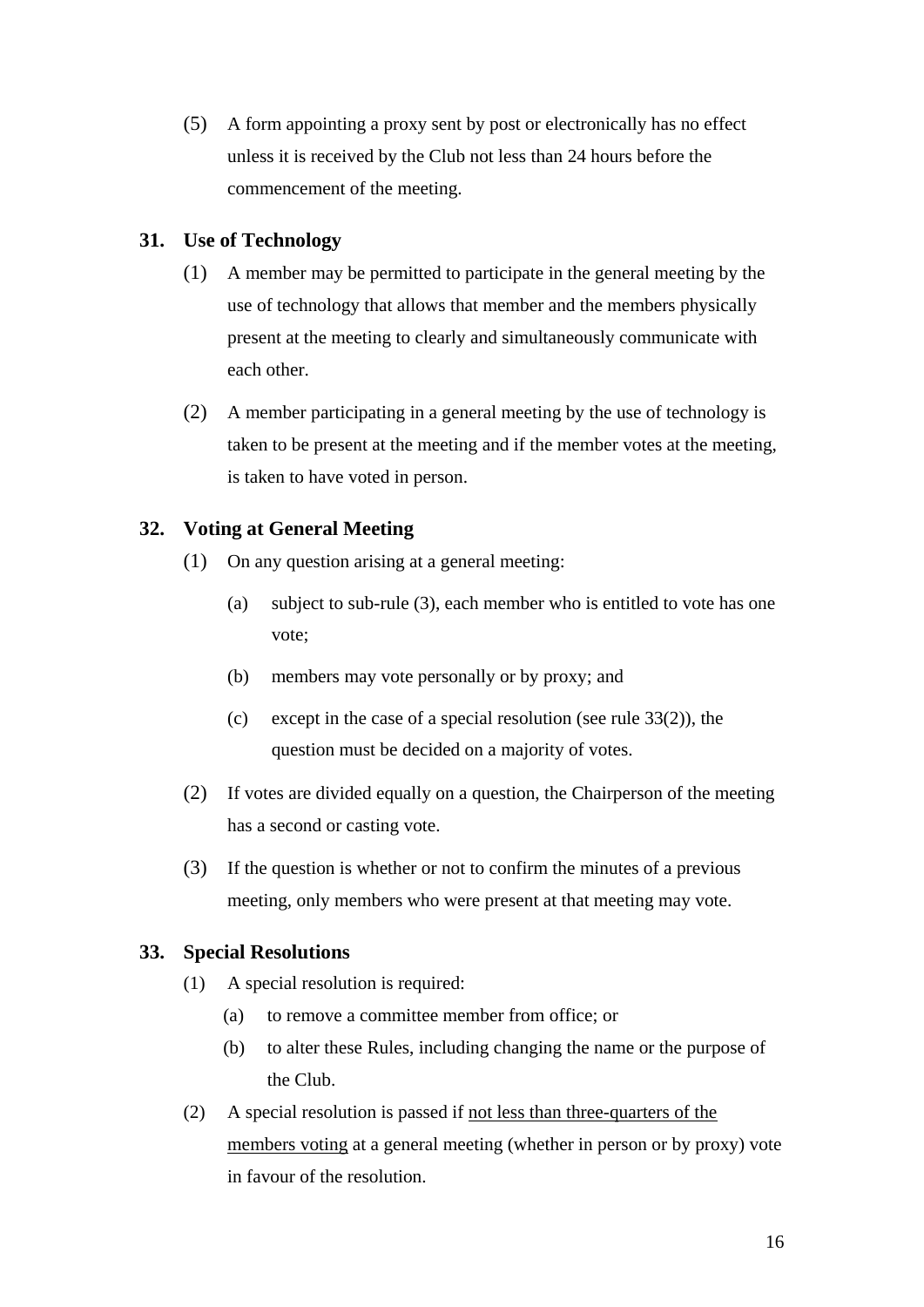(5) A form appointing a proxy sent by post or electronically has no effect unless it is received by the Club not less than 24 hours before the commencement of the meeting.

## 31. Use of Technology

(1) A member may be permitted to participate in the general meeting by the use of technology that allows that member and the members physically present at the meeting to clearly and simultaneously communicate with each other.

(2) A member participating in a general meeting by the use of technology is taken to be present at the meeting and if the member votes at the meeting, is taken to have voted in person.

## 32. Voting at General Meeting

(1) On any question arising at a general meeting:

(a) subject to sub-rule (3), each member who is entitled to vote has one vote;

(b) members may vote personally or by proxy; and

(c) except in the case of a special resolution (see rule 33(2)), the question must be decided on a majority of votes.

(2) If votes are divided equally on a question, the Chairperson of the meeting has a second or casting vote.

(3) If the question is whether or not to confirm the minutes of a previous meeting, only members who were present at that meeting may vote.

## 33. Special Resolutions

(1) A special resolution is required:

(a) to remove a committee member from office; or

(b) to alter these Rules, including changing the name or the purpose of the Club.

(2) A special resolution is passed if <u>not less than three-quarters of the members voting</u> at a general meeting (whether in person or by proxy) vote in favour of the resolution.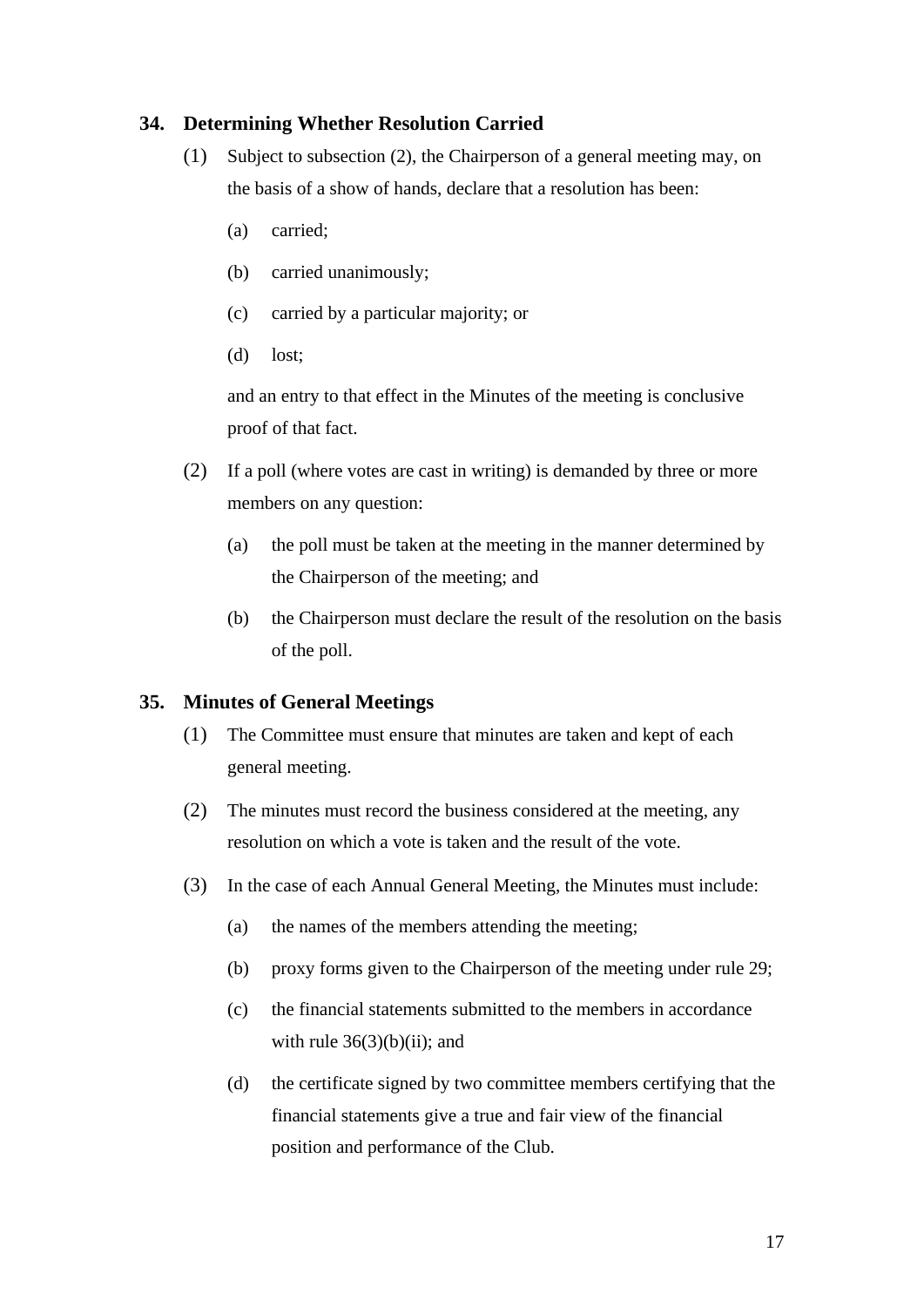## 34. Determining Whether Resolution Carried

(1) Subject to subsection (2), the Chairperson of a general meeting may, on the basis of a show of hands, declare that a resolution has been:

(a) carried;

(b) carried unanimously;

(c) carried by a particular majority; or

(d) lost;

and an entry to that effect in the Minutes of the meeting is conclusive proof of that fact.

(2) If a poll (where votes are cast in writing) is demanded by three or more members on any question:

(a) the poll must be taken at the meeting in the manner determined by the Chairperson of the meeting; and

(b) the Chairperson must declare the result of the resolution on the basis of the poll.

## 35. Minutes of General Meetings

(1) The Committee must ensure that minutes are taken and kept of each general meeting.

(2) The minutes must record the business considered at the meeting, any resolution on which a vote is taken and the result of the vote.

(3) In the case of each Annual General Meeting, the Minutes must include:

(a) the names of the members attending the meeting;

(b) proxy forms given to the Chairperson of the meeting under rule 29;

(c) the financial statements submitted to the members in accordance with rule 36(3)(b)(ii); and

(d) the certificate signed by two committee members certifying that the financial statements give a true and fair view of the financial position and performance of the Club.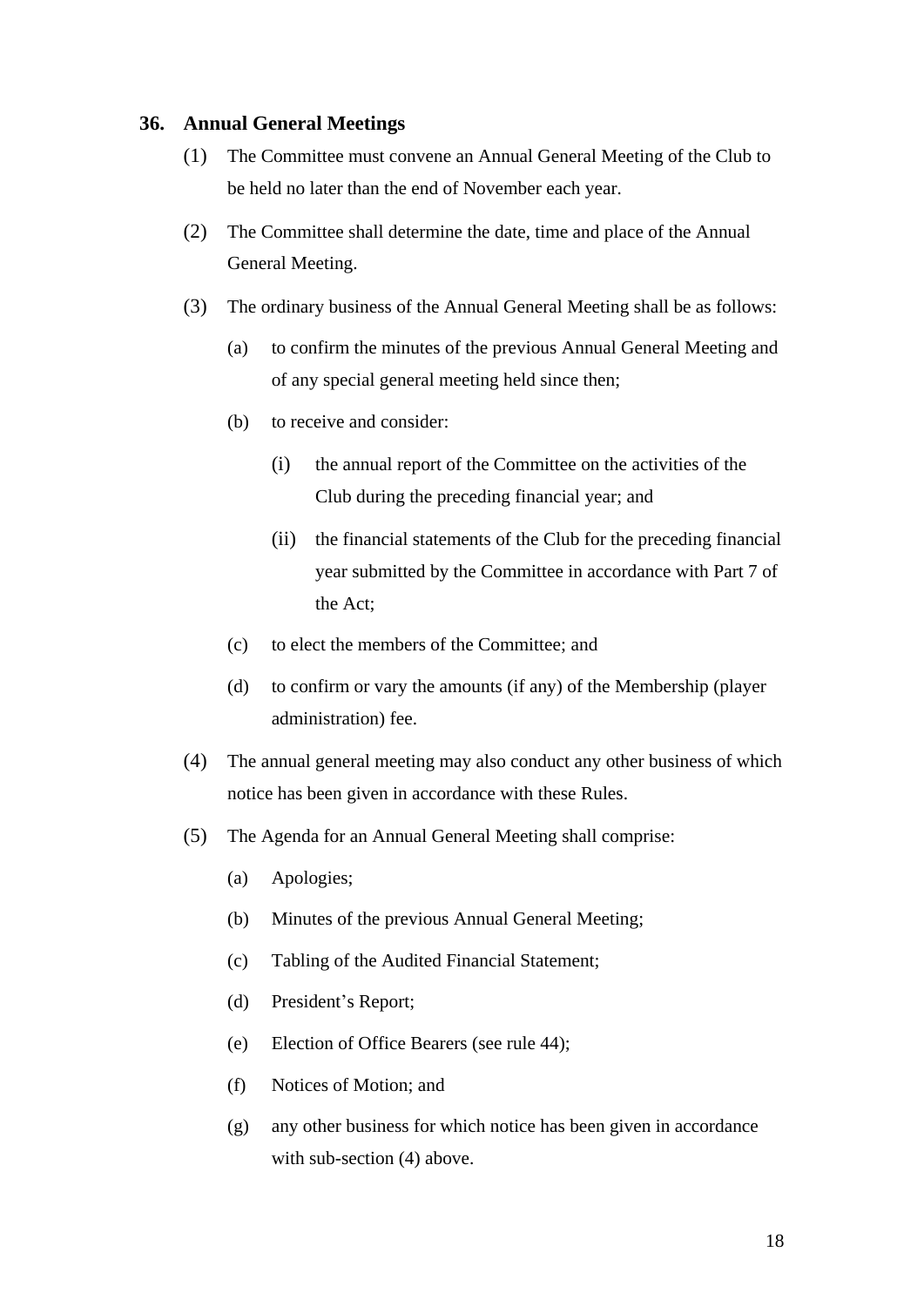## 36. Annual General Meetings

(1) The Committee must convene an Annual General Meeting of the Club to be held no later than the end of November each year.

(2) The Committee shall determine the date, time and place of the Annual General Meeting.

(3) The ordinary business of the Annual General Meeting shall be as follows:

(a) to confirm the minutes of the previous Annual General Meeting and of any special general meeting held since then;

(b) to receive and consider:

(i) the annual report of the Committee on the activities of the Club during the preceding financial year; and

(ii) the financial statements of the Club for the preceding financial year submitted by the Committee in accordance with Part 7 of the Act;

(c) to elect the members of the Committee; and

(d) to confirm or vary the amounts (if any) of the Membership (player administration) fee.

(4) The annual general meeting may also conduct any other business of which notice has been given in accordance with these Rules.

(5) The Agenda for an Annual General Meeting shall comprise:

(a) Apologies;

(b) Minutes of the previous Annual General Meeting;

(c) Tabling of the Audited Financial Statement;

(d) President's Report;

(e) Election of Office Bearers (see rule 44);

(f) Notices of Motion; and

(g) any other business for which notice has been given in accordance with sub-section (4) above.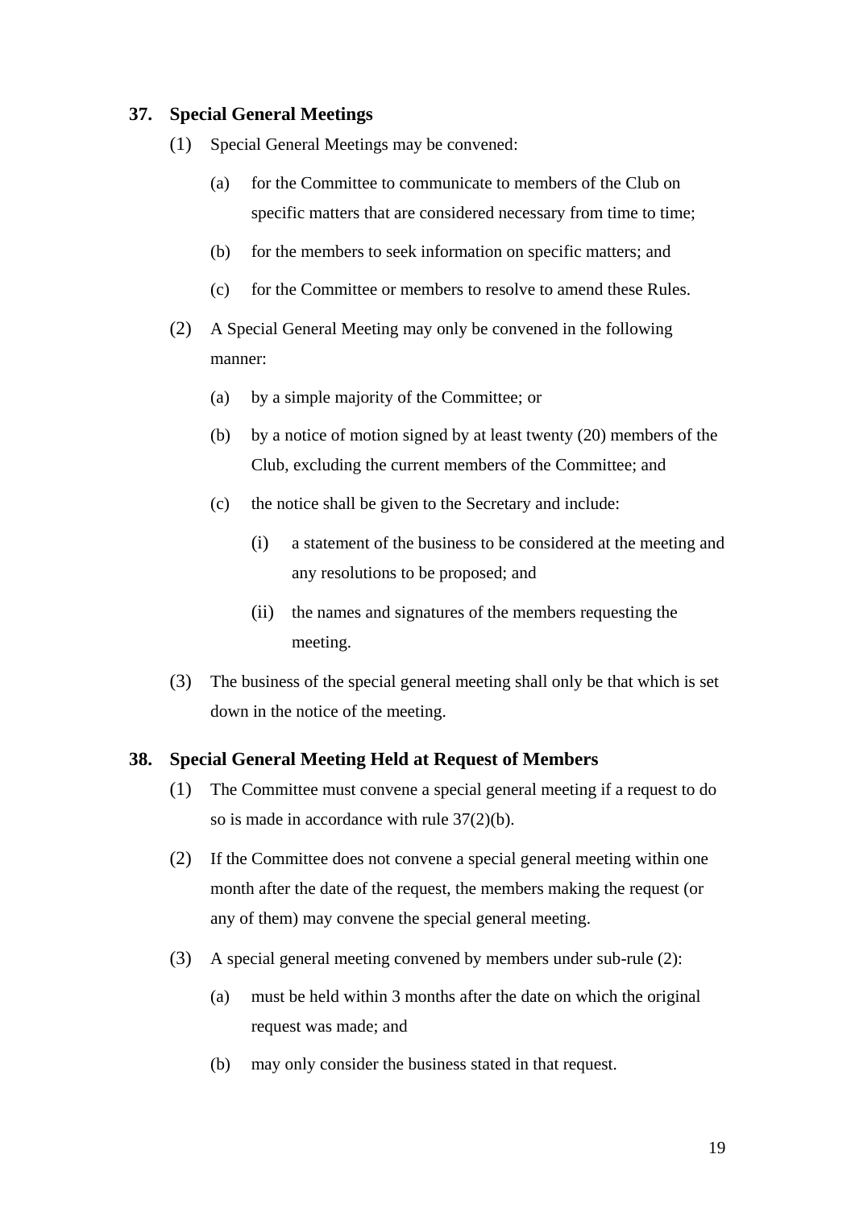## 37. Special General Meetings

(1) Special General Meetings may be convened:

- (a) for the Committee to communicate to members of the Club on specific matters that are considered necessary from time to time;
- (b) for the members to seek information on specific matters; and
- (c) for the Committee or members to resolve to amend these Rules.

(2) A Special General Meeting may only be convened in the following manner:

- (a) by a simple majority of the Committee; or
- (b) by a notice of motion signed by at least twenty (20) members of the Club, excluding the current members of the Committee; and
- (c) the notice shall be given to the Secretary and include:
  - (i) a statement of the business to be considered at the meeting and any resolutions to be proposed; and
  - (ii) the names and signatures of the members requesting the meeting.

(3) The business of the special general meeting shall only be that which is set down in the notice of the meeting.

## 38. Special General Meeting Held at Request of Members

(1) The Committee must convene a special general meeting if a request to do so is made in accordance with rule 37(2)(b).

(2) If the Committee does not convene a special general meeting within one month after the date of the request, the members making the request (or any of them) may convene the special general meeting.

(3) A special general meeting convened by members under sub-rule (2):

- (a) must be held within 3 months after the date on which the original request was made; and
- (b) may only consider the business stated in that request.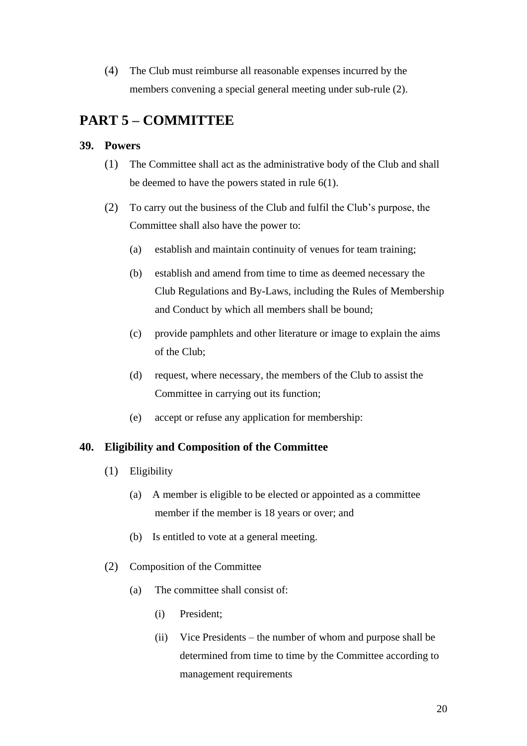(4) The Club must reimburse all reasonable expenses incurred by the members convening a special general meeting under sub-rule (2).

## PART 5 – COMMITTEE

### 39. Powers

(1) The Committee shall act as the administrative body of the Club and shall be deemed to have the powers stated in rule 6(1).

(2) To carry out the business of the Club and fulfil the Club's purpose, the Committee shall also have the power to:

- (a) establish and maintain continuity of venues for team training;
- (b) establish and amend from time to time as deemed necessary the Club Regulations and By-Laws, including the Rules of Membership and Conduct by which all members shall be bound;
- (c) provide pamphlets and other literature or image to explain the aims of the Club;
- (d) request, where necessary, the members of the Club to assist the Committee in carrying out its function;
- (e) accept or refuse any application for membership:

### 40. Eligibility and Composition of the Committee

(1) Eligibility

- (a) A member is eligible to be elected or appointed as a committee member if the member is 18 years or over; and
- (b) Is entitled to vote at a general meeting.

(2) Composition of the Committee

- (a) The committee shall consist of:
  - (i) President;
  - (ii) Vice Presidents – the number of whom and purpose shall be determined from time to time by the Committee according to management requirements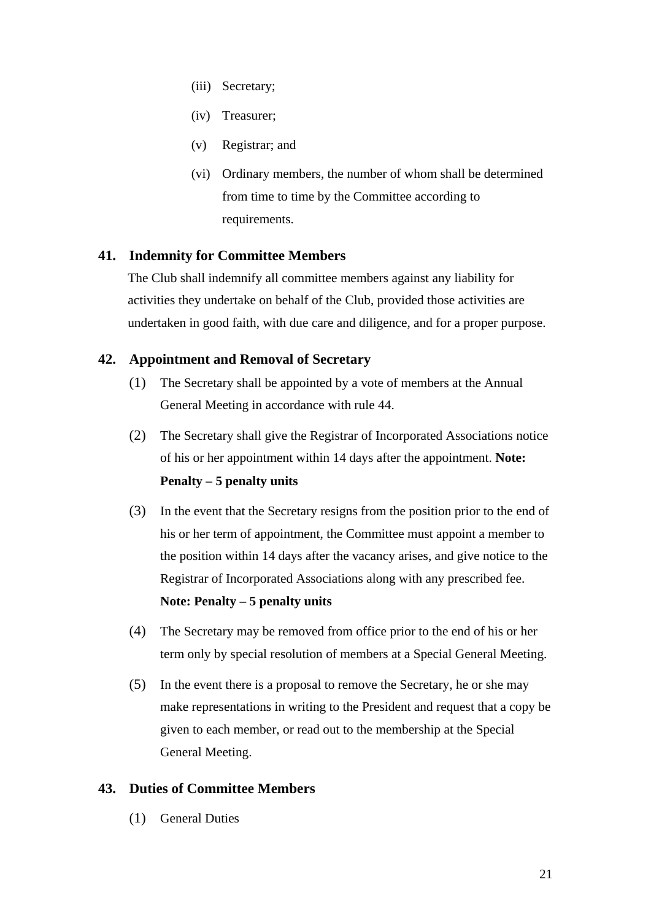(iii) Secretary;

(iv) Treasurer;

(v) Registrar; and

(vi) Ordinary members, the number of whom shall be determined from time to time by the Committee according to requirements.

## 41. Indemnity for Committee Members

The Club shall indemnify all committee members against any liability for activities they undertake on behalf of the Club, provided those activities are undertaken in good faith, with due care and diligence, and for a proper purpose.

## 42. Appointment and Removal of Secretary

(1) The Secretary shall be appointed by a vote of members at the Annual General Meeting in accordance with rule 44.

(2) The Secretary shall give the Registrar of Incorporated Associations notice of his or her appointment within 14 days after the appointment. **Note: Penalty – 5 penalty units**

(3) In the event that the Secretary resigns from the position prior to the end of his or her term of appointment, the Committee must appoint a member to the position within 14 days after the vacancy arises, and give notice to the Registrar of Incorporated Associations along with any prescribed fee. **Note: Penalty – 5 penalty units**

(4) The Secretary may be removed from office prior to the end of his or her term only by special resolution of members at a Special General Meeting.

(5) In the event there is a proposal to remove the Secretary, he or she may make representations in writing to the President and request that a copy be given to each member, or read out to the membership at the Special General Meeting.

## 43. Duties of Committee Members

(1) General Duties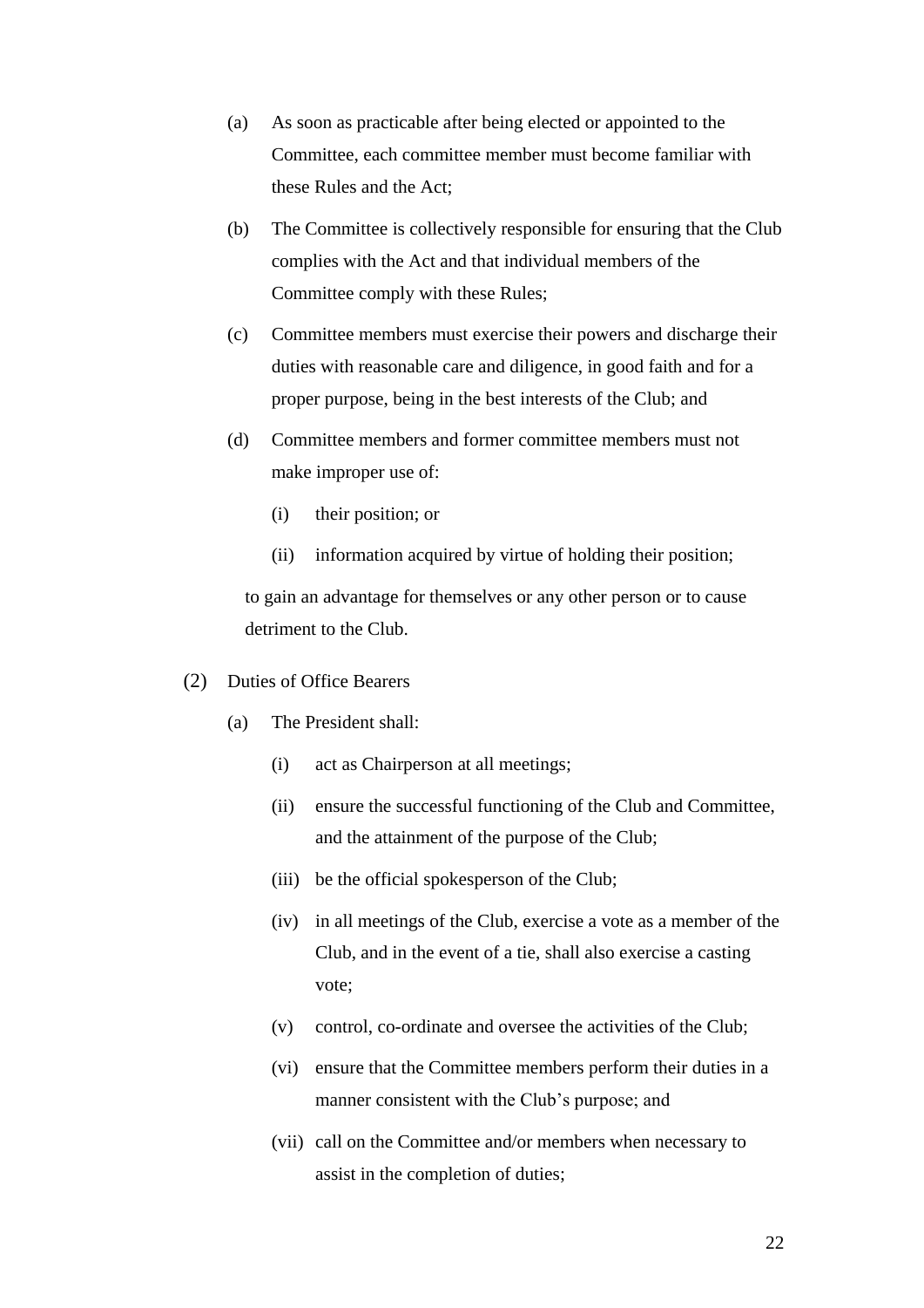(a) As soon as practicable after being elected or appointed to the Committee, each committee member must become familiar with these Rules and the Act;

(b) The Committee is collectively responsible for ensuring that the Club complies with the Act and that individual members of the Committee comply with these Rules;

(c) Committee members must exercise their powers and discharge their duties with reasonable care and diligence, in good faith and for a proper purpose, being in the best interests of the Club; and

(d) Committee members and former committee members must not make improper use of:

  (i) their position; or

  (ii) information acquired by virtue of holding their position;

to gain an advantage for themselves or any other person or to cause detriment to the Club.

(2) Duties of Office Bearers

(a) The President shall:

  (i) act as Chairperson at all meetings;

  (ii) ensure the successful functioning of the Club and Committee, and the attainment of the purpose of the Club;

  (iii) be the official spokesperson of the Club;

  (iv) in all meetings of the Club, exercise a vote as a member of the Club, and in the event of a tie, shall also exercise a casting vote;

  (v) control, co-ordinate and oversee the activities of the Club;

  (vi) ensure that the Committee members perform their duties in a manner consistent with the Club's purpose; and

  (vii) call on the Committee and/or members when necessary to assist in the completion of duties;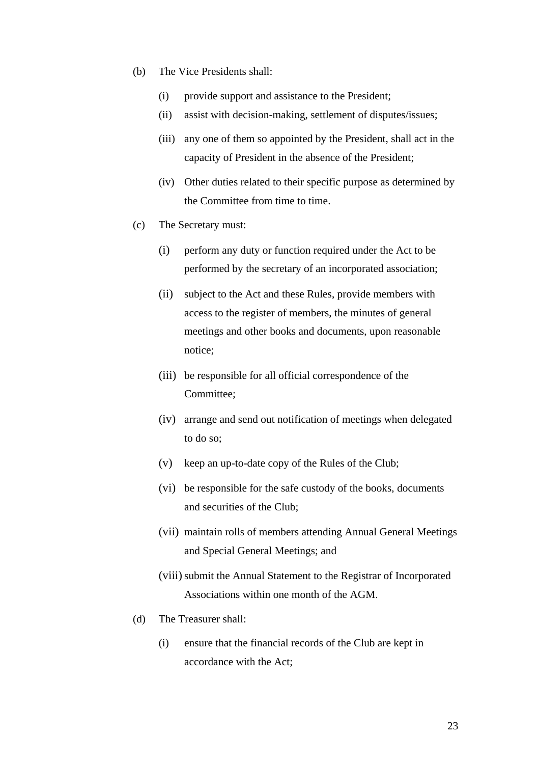(b) The Vice Presidents shall:

  (i) provide support and assistance to the President;

  (ii) assist with decision-making, settlement of disputes/issues;

  (iii) any one of them so appointed by the President, shall act in the capacity of President in the absence of the President;

  (iv) Other duties related to their specific purpose as determined by the Committee from time to time.

(c) The Secretary must:

  (i) perform any duty or function required under the Act to be performed by the secretary of an incorporated association;

  (ii) subject to the Act and these Rules, provide members with access to the register of members, the minutes of general meetings and other books and documents, upon reasonable notice;

  (iii) be responsible for all official correspondence of the Committee;

  (iv) arrange and send out notification of meetings when delegated to do so;

  (v) keep an up-to-date copy of the Rules of the Club;

  (vi) be responsible for the safe custody of the books, documents and securities of the Club;

  (vii) maintain rolls of members attending Annual General Meetings and Special General Meetings; and

  (viii) submit the Annual Statement to the Registrar of Incorporated Associations within one month of the AGM.

(d) The Treasurer shall:

  (i) ensure that the financial records of the Club are kept in accordance with the Act;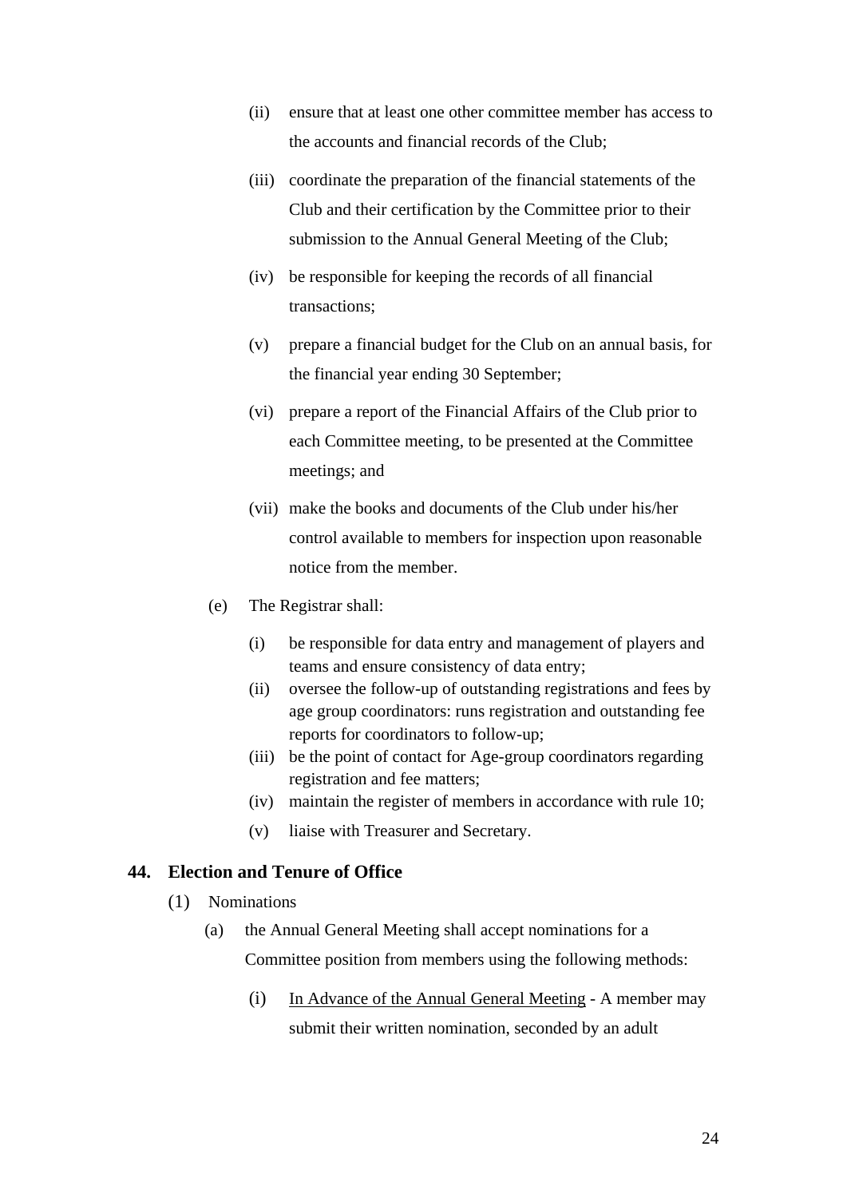(ii) ensure that at least one other committee member has access to the accounts and financial records of the Club;

(iii) coordinate the preparation of the financial statements of the Club and their certification by the Committee prior to their submission to the Annual General Meeting of the Club;

(iv) be responsible for keeping the records of all financial transactions;

(v) prepare a financial budget for the Club on an annual basis, for the financial year ending 30 September;

(vi) prepare a report of the Financial Affairs of the Club prior to each Committee meeting, to be presented at the Committee meetings; and

(vii) make the books and documents of the Club under his/her control available to members for inspection upon reasonable notice from the member.

(e) The Registrar shall:

(i) be responsible for data entry and management of players and teams and ensure consistency of data entry;
(ii) oversee the follow-up of outstanding registrations and fees by age group coordinators: runs registration and outstanding fee reports for coordinators to follow-up;
(iii) be the point of contact for Age-group coordinators regarding registration and fee matters;
(iv) maintain the register of members in accordance with rule 10;
(v) liaise with Treasurer and Secretary.

## 44. Election and Tenure of Office

(1) Nominations

(a) the Annual General Meeting shall accept nominations for a Committee position from members using the following methods:

(i) <u>In Advance of the Annual General Meeting</u> - A member may submit their written nomination, seconded by an adult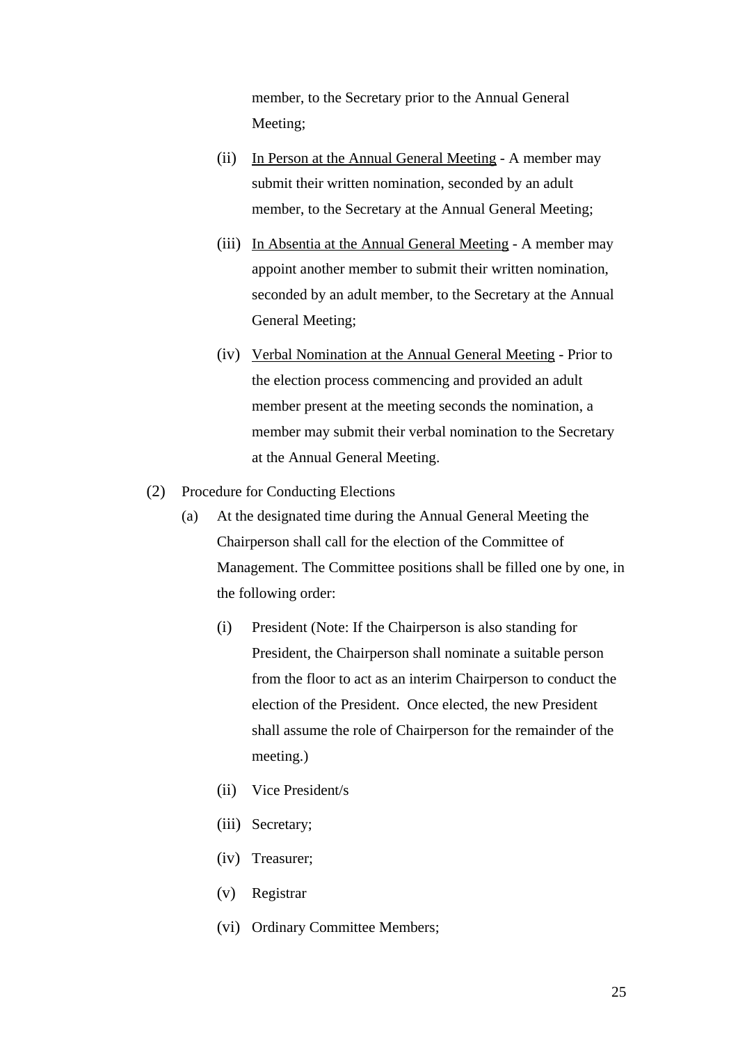member, to the Secretary prior to the Annual General Meeting;

(ii) <u>In Person at the Annual General Meeting</u> - A member may submit their written nomination, seconded by an adult member, to the Secretary at the Annual General Meeting;

(iii) <u>In Absentia at the Annual General Meeting</u> - A member may appoint another member to submit their written nomination, seconded by an adult member, to the Secretary at the Annual General Meeting;

(iv) <u>Verbal Nomination at the Annual General Meeting</u> - Prior to the election process commencing and provided an adult member present at the meeting seconds the nomination, a member may submit their verbal nomination to the Secretary at the Annual General Meeting.

(2) Procedure for Conducting Elections

(a) At the designated time during the Annual General Meeting the Chairperson shall call for the election of the Committee of Management. The Committee positions shall be filled one by one, in the following order:

(i) President (Note: If the Chairperson is also standing for President, the Chairperson shall nominate a suitable person from the floor to act as an interim Chairperson to conduct the election of the President. Once elected, the new President shall assume the role of Chairperson for the remainder of the meeting.)

(ii) Vice President/s

(iii) Secretary;

(iv) Treasurer;

(v) Registrar

(vi) Ordinary Committee Members;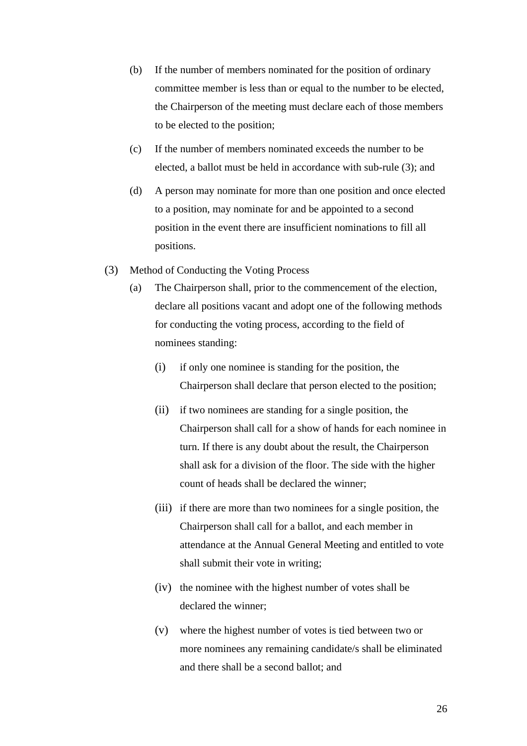(b) If the number of members nominated for the position of ordinary committee member is less than or equal to the number to be elected, the Chairperson of the meeting must declare each of those members to be elected to the position;

(c) If the number of members nominated exceeds the number to be elected, a ballot must be held in accordance with sub-rule (3); and

(d) A person may nominate for more than one position and once elected to a position, may nominate for and be appointed to a second position in the event there are insufficient nominations to fill all positions.

(3) Method of Conducting the Voting Process

(a) The Chairperson shall, prior to the commencement of the election, declare all positions vacant and adopt one of the following methods for conducting the voting process, according to the field of nominees standing:

(i) if only one nominee is standing for the position, the Chairperson shall declare that person elected to the position;

(ii) if two nominees are standing for a single position, the Chairperson shall call for a show of hands for each nominee in turn. If there is any doubt about the result, the Chairperson shall ask for a division of the floor. The side with the higher count of heads shall be declared the winner;

(iii) if there are more than two nominees for a single position, the Chairperson shall call for a ballot, and each member in attendance at the Annual General Meeting and entitled to vote shall submit their vote in writing;

(iv) the nominee with the highest number of votes shall be declared the winner;

(v) where the highest number of votes is tied between two or more nominees any remaining candidate/s shall be eliminated and there shall be a second ballot; and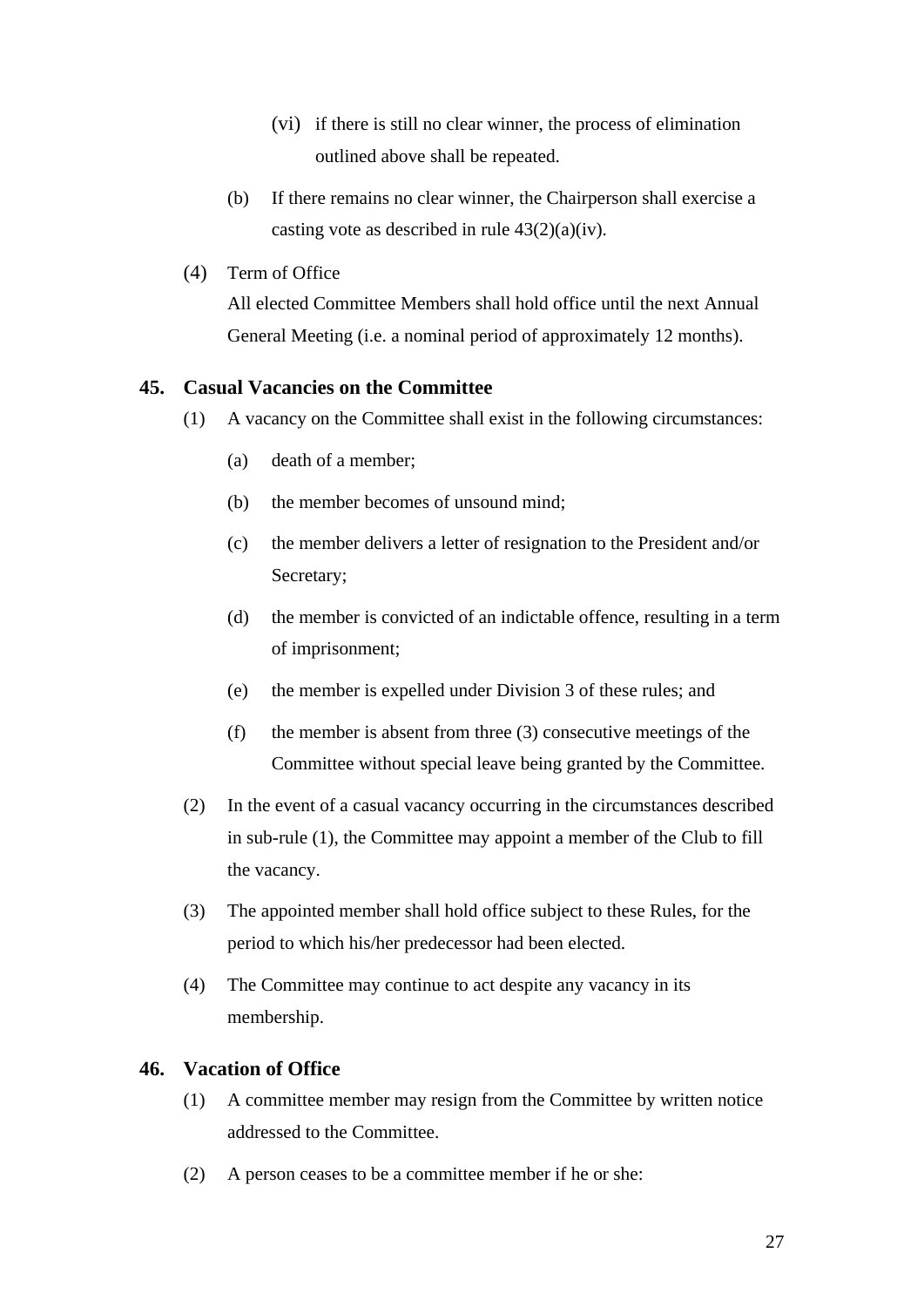(vi) if there is still no clear winner, the process of elimination outlined above shall be repeated.

(b) If there remains no clear winner, the Chairperson shall exercise a casting vote as described in rule 43(2)(a)(iv).

(4) Term of Office

All elected Committee Members shall hold office until the next Annual General Meeting (i.e. a nominal period of approximately 12 months).

## 45. Casual Vacancies on the Committee

(1) A vacancy on the Committee shall exist in the following circumstances:

(a) death of a member;

(b) the member becomes of unsound mind;

(c) the member delivers a letter of resignation to the President and/or Secretary;

(d) the member is convicted of an indictable offence, resulting in a term of imprisonment;

(e) the member is expelled under Division 3 of these rules; and

(f) the member is absent from three (3) consecutive meetings of the Committee without special leave being granted by the Committee.

(2) In the event of a casual vacancy occurring in the circumstances described in sub-rule (1), the Committee may appoint a member of the Club to fill the vacancy.

(3) The appointed member shall hold office subject to these Rules, for the period to which his/her predecessor had been elected.

(4) The Committee may continue to act despite any vacancy in its membership.

## 46. Vacation of Office

(1) A committee member may resign from the Committee by written notice addressed to the Committee.

(2) A person ceases to be a committee member if he or she: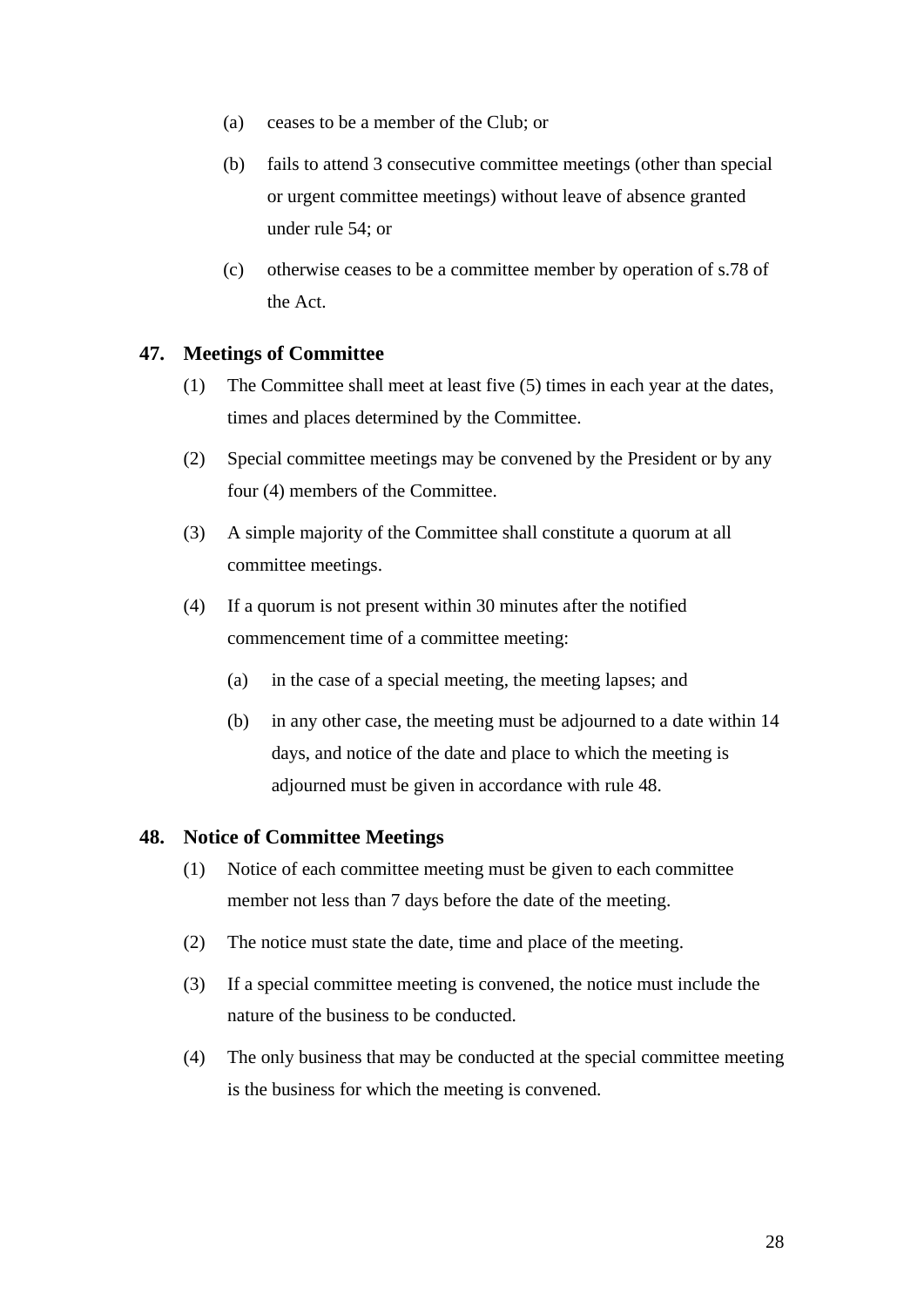(a) ceases to be a member of the Club; or

(b) fails to attend 3 consecutive committee meetings (other than special or urgent committee meetings) without leave of absence granted under rule 54; or

(c) otherwise ceases to be a committee member by operation of s.78 of the Act.

### 47. Meetings of Committee

(1) The Committee shall meet at least five (5) times in each year at the dates, times and places determined by the Committee.

(2) Special committee meetings may be convened by the President or by any four (4) members of the Committee.

(3) A simple majority of the Committee shall constitute a quorum at all committee meetings.

(4) If a quorum is not present within 30 minutes after the notified commencement time of a committee meeting:

  (a) in the case of a special meeting, the meeting lapses; and

  (b) in any other case, the meeting must be adjourned to a date within 14 days, and notice of the date and place to which the meeting is adjourned must be given in accordance with rule 48.

### 48. Notice of Committee Meetings

(1) Notice of each committee meeting must be given to each committee member not less than 7 days before the date of the meeting.

(2) The notice must state the date, time and place of the meeting.

(3) If a special committee meeting is convened, the notice must include the nature of the business to be conducted.

(4) The only business that may be conducted at the special committee meeting is the business for which the meeting is convened.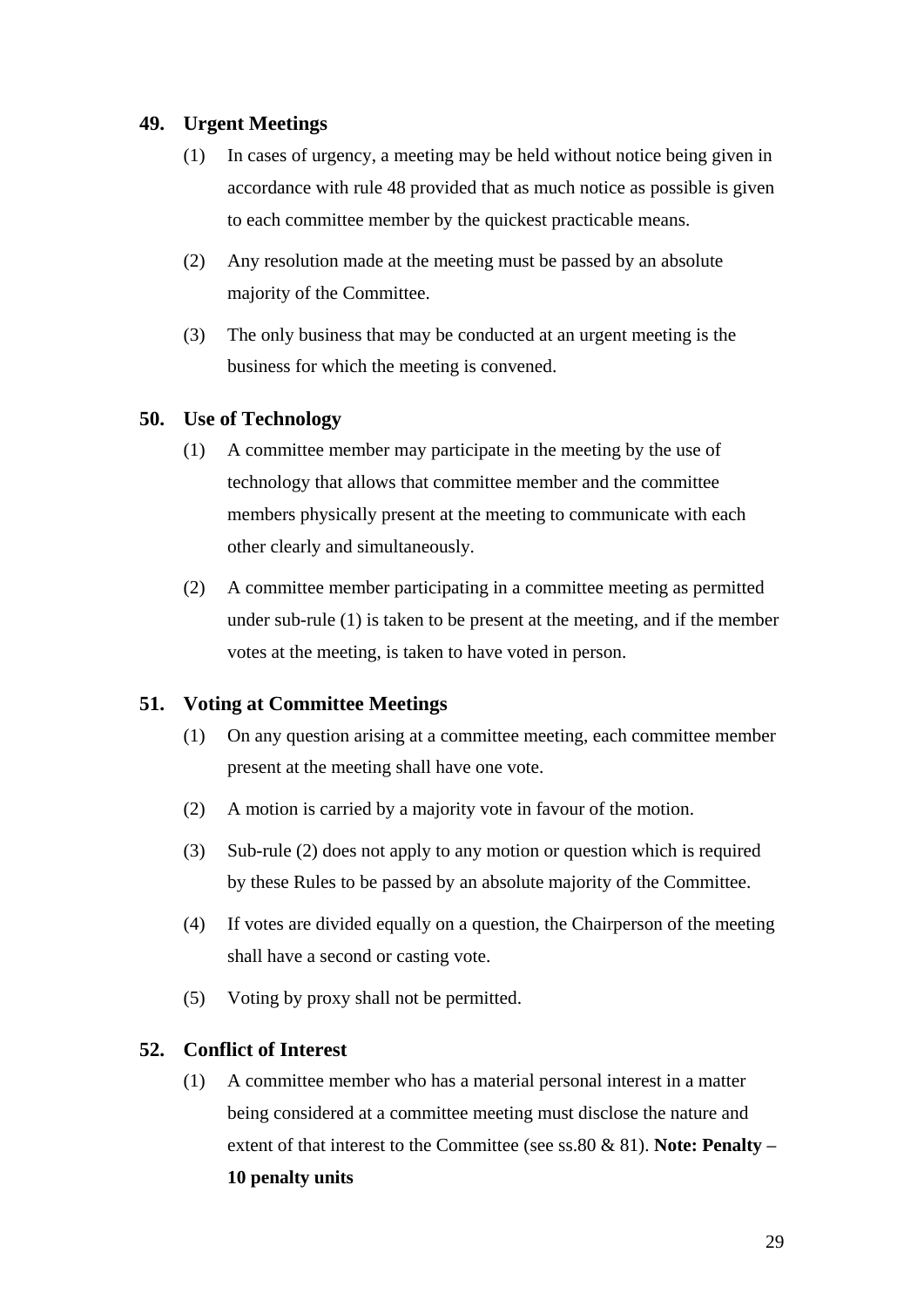## 49. Urgent Meetings

(1) In cases of urgency, a meeting may be held without notice being given in accordance with rule 48 provided that as much notice as possible is given to each committee member by the quickest practicable means.

(2) Any resolution made at the meeting must be passed by an absolute majority of the Committee.

(3) The only business that may be conducted at an urgent meeting is the business for which the meeting is convened.

## 50. Use of Technology

(1) A committee member may participate in the meeting by the use of technology that allows that committee member and the committee members physically present at the meeting to communicate with each other clearly and simultaneously.

(2) A committee member participating in a committee meeting as permitted under sub-rule (1) is taken to be present at the meeting, and if the member votes at the meeting, is taken to have voted in person.

## 51. Voting at Committee Meetings

(1) On any question arising at a committee meeting, each committee member present at the meeting shall have one vote.

(2) A motion is carried by a majority vote in favour of the motion.

(3) Sub-rule (2) does not apply to any motion or question which is required by these Rules to be passed by an absolute majority of the Committee.

(4) If votes are divided equally on a question, the Chairperson of the meeting shall have a second or casting vote.

(5) Voting by proxy shall not be permitted.

## 52. Conflict of Interest

(1) A committee member who has a material personal interest in a matter being considered at a committee meeting must disclose the nature and extent of that interest to the Committee (see ss.80 & 81). **Note: Penalty – 10 penalty units**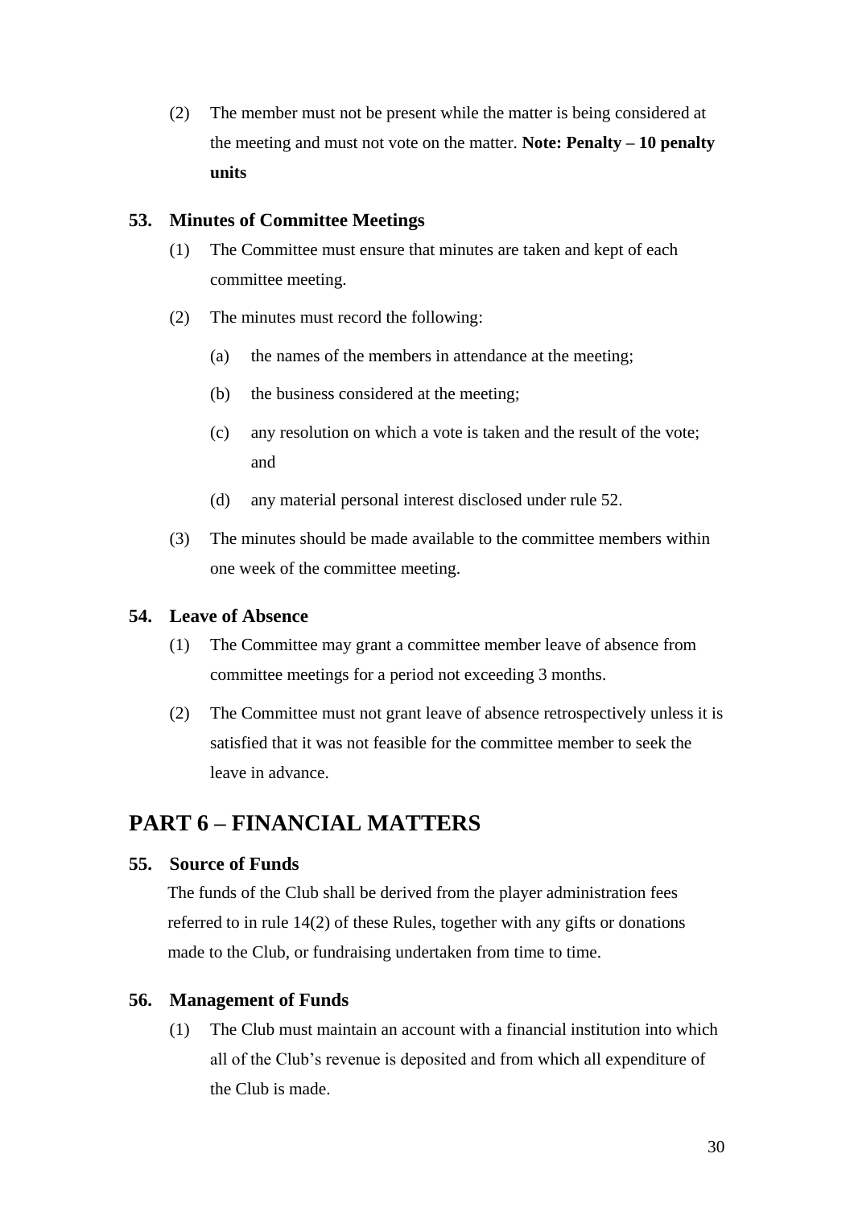(2) The member must not be present while the matter is being considered at the meeting and must not vote on the matter. **Note: Penalty – 10 penalty units**

### 53. Minutes of Committee Meetings

(1) The Committee must ensure that minutes are taken and kept of each committee meeting.

(2) The minutes must record the following:

(a) the names of the members in attendance at the meeting;

(b) the business considered at the meeting;

(c) any resolution on which a vote is taken and the result of the vote; and

(d) any material personal interest disclosed under rule 52.

(3) The minutes should be made available to the committee members within one week of the committee meeting.

### 54. Leave of Absence

(1) The Committee may grant a committee member leave of absence from committee meetings for a period not exceeding 3 months.

(2) The Committee must not grant leave of absence retrospectively unless it is satisfied that it was not feasible for the committee member to seek the leave in advance.

## PART 6 – FINANCIAL MATTERS

### 55. Source of Funds

The funds of the Club shall be derived from the player administration fees referred to in rule 14(2) of these Rules, together with any gifts or donations made to the Club, or fundraising undertaken from time to time.

### 56. Management of Funds

(1) The Club must maintain an account with a financial institution into which all of the Club's revenue is deposited and from which all expenditure of the Club is made.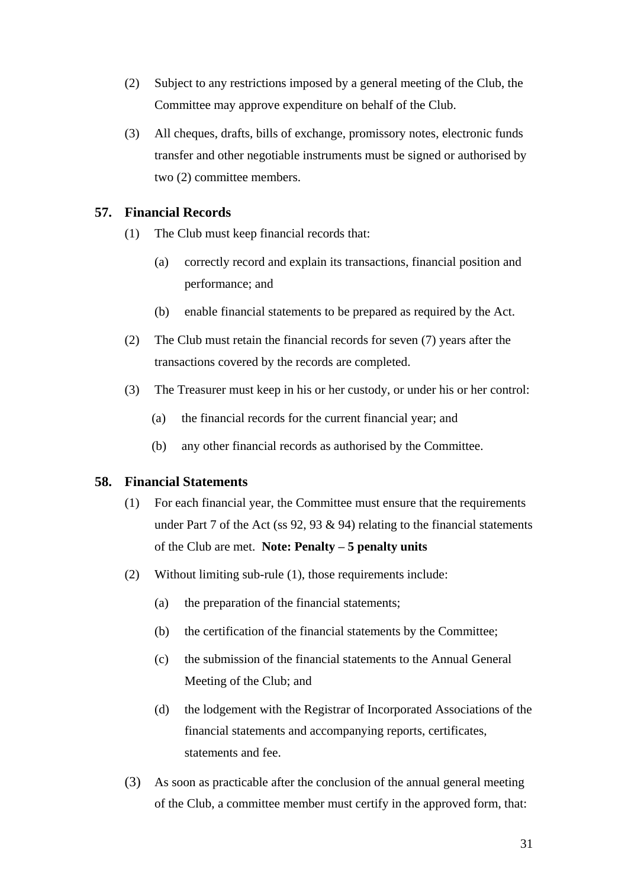(2) Subject to any restrictions imposed by a general meeting of the Club, the Committee may approve expenditure on behalf of the Club.

(3) All cheques, drafts, bills of exchange, promissory notes, electronic funds transfer and other negotiable instruments must be signed or authorised by two (2) committee members.

## 57. Financial Records

(1) The Club must keep financial records that:

  (a) correctly record and explain its transactions, financial position and performance; and

  (b) enable financial statements to be prepared as required by the Act.

(2) The Club must retain the financial records for seven (7) years after the transactions covered by the records are completed.

(3) The Treasurer must keep in his or her custody, or under his or her control:

  (a) the financial records for the current financial year; and

  (b) any other financial records as authorised by the Committee.

## 58. Financial Statements

(1) For each financial year, the Committee must ensure that the requirements under Part 7 of the Act (ss 92, 93 & 94) relating to the financial statements of the Club are met. **Note: Penalty – 5 penalty units**

(2) Without limiting sub-rule (1), those requirements include:

  (a) the preparation of the financial statements;

  (b) the certification of the financial statements by the Committee;

  (c) the submission of the financial statements to the Annual General Meeting of the Club; and

  (d) the lodgement with the Registrar of Incorporated Associations of the financial statements and accompanying reports, certificates, statements and fee.

(3) As soon as practicable after the conclusion of the annual general meeting of the Club, a committee member must certify in the approved form, that: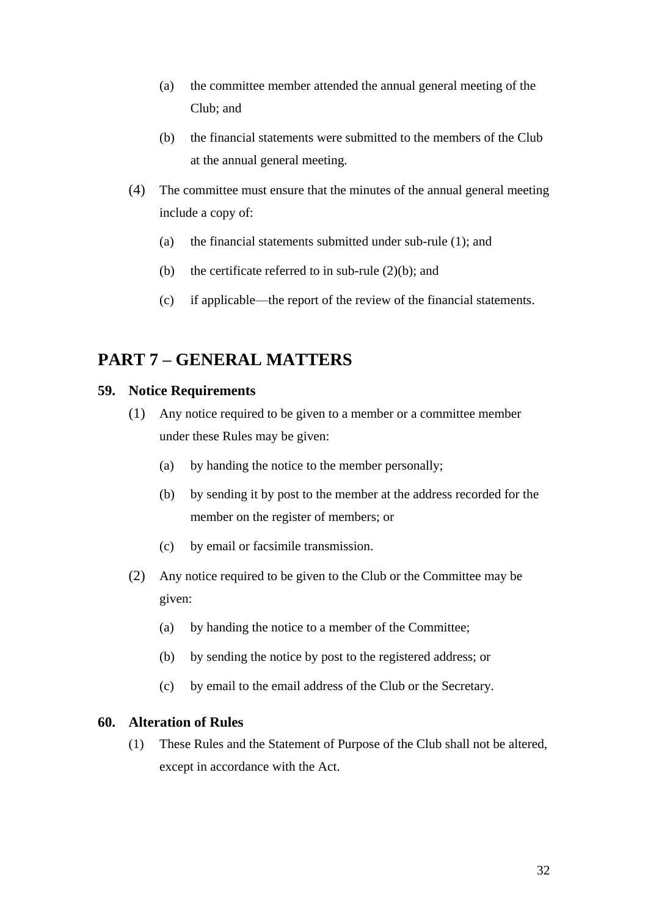(a) the committee member attended the annual general meeting of the Club; and

(b) the financial statements were submitted to the members of the Club at the annual general meeting.

(4) The committee must ensure that the minutes of the annual general meeting include a copy of:

(a) the financial statements submitted under sub-rule (1); and

(b) the certificate referred to in sub-rule (2)(b); and

(c) if applicable—the report of the review of the financial statements.

# PART 7 – GENERAL MATTERS

## 59. Notice Requirements

(1) Any notice required to be given to a member or a committee member under these Rules may be given:

(a) by handing the notice to the member personally;

(b) by sending it by post to the member at the address recorded for the member on the register of members; or

(c) by email or facsimile transmission.

(2) Any notice required to be given to the Club or the Committee may be given:

(a) by handing the notice to a member of the Committee;

(b) by sending the notice by post to the registered address; or

(c) by email to the email address of the Club or the Secretary.

## 60. Alteration of Rules

(1) These Rules and the Statement of Purpose of the Club shall not be altered, except in accordance with the Act.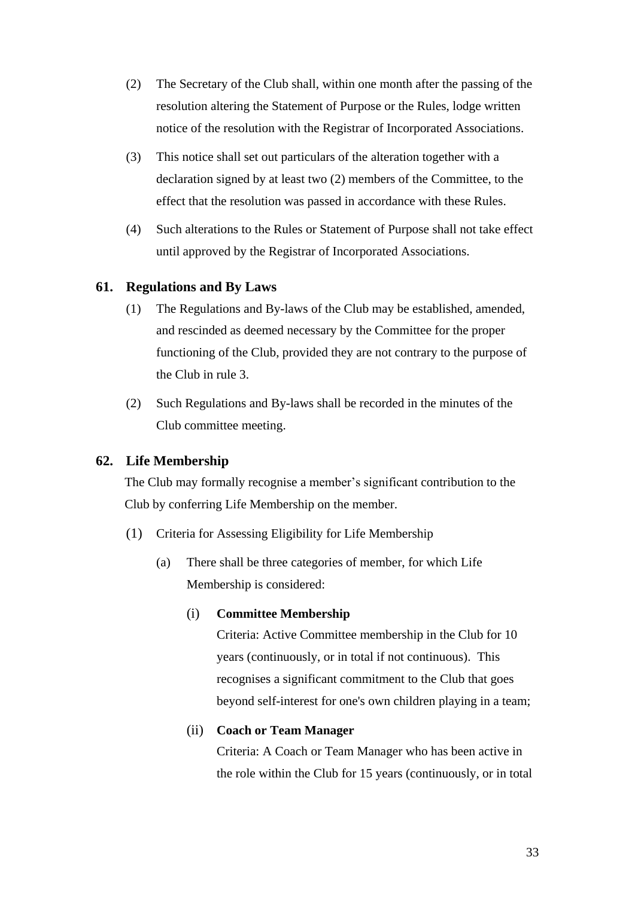(2) The Secretary of the Club shall, within one month after the passing of the resolution altering the Statement of Purpose or the Rules, lodge written notice of the resolution with the Registrar of Incorporated Associations.

(3) This notice shall set out particulars of the alteration together with a declaration signed by at least two (2) members of the Committee, to the effect that the resolution was passed in accordance with these Rules.

(4) Such alterations to the Rules or Statement of Purpose shall not take effect until approved by the Registrar of Incorporated Associations.

### 61. Regulations and By Laws

(1) The Regulations and By-laws of the Club may be established, amended, and rescinded as deemed necessary by the Committee for the proper functioning of the Club, provided they are not contrary to the purpose of the Club in rule 3.

(2) Such Regulations and By-laws shall be recorded in the minutes of the Club committee meeting.

### 62. Life Membership

The Club may formally recognise a member's significant contribution to the Club by conferring Life Membership on the member.

(1) Criteria for Assessing Eligibility for Life Membership

(a) There shall be three categories of member, for which Life Membership is considered:

(i) **Committee Membership**
Criteria: Active Committee membership in the Club for 10 years (continuously, or in total if not continuous). This recognises a significant commitment to the Club that goes beyond self-interest for one's own children playing in a team;

(ii) **Coach or Team Manager**
Criteria: A Coach or Team Manager who has been active in the role within the Club for 15 years (continuously, or in total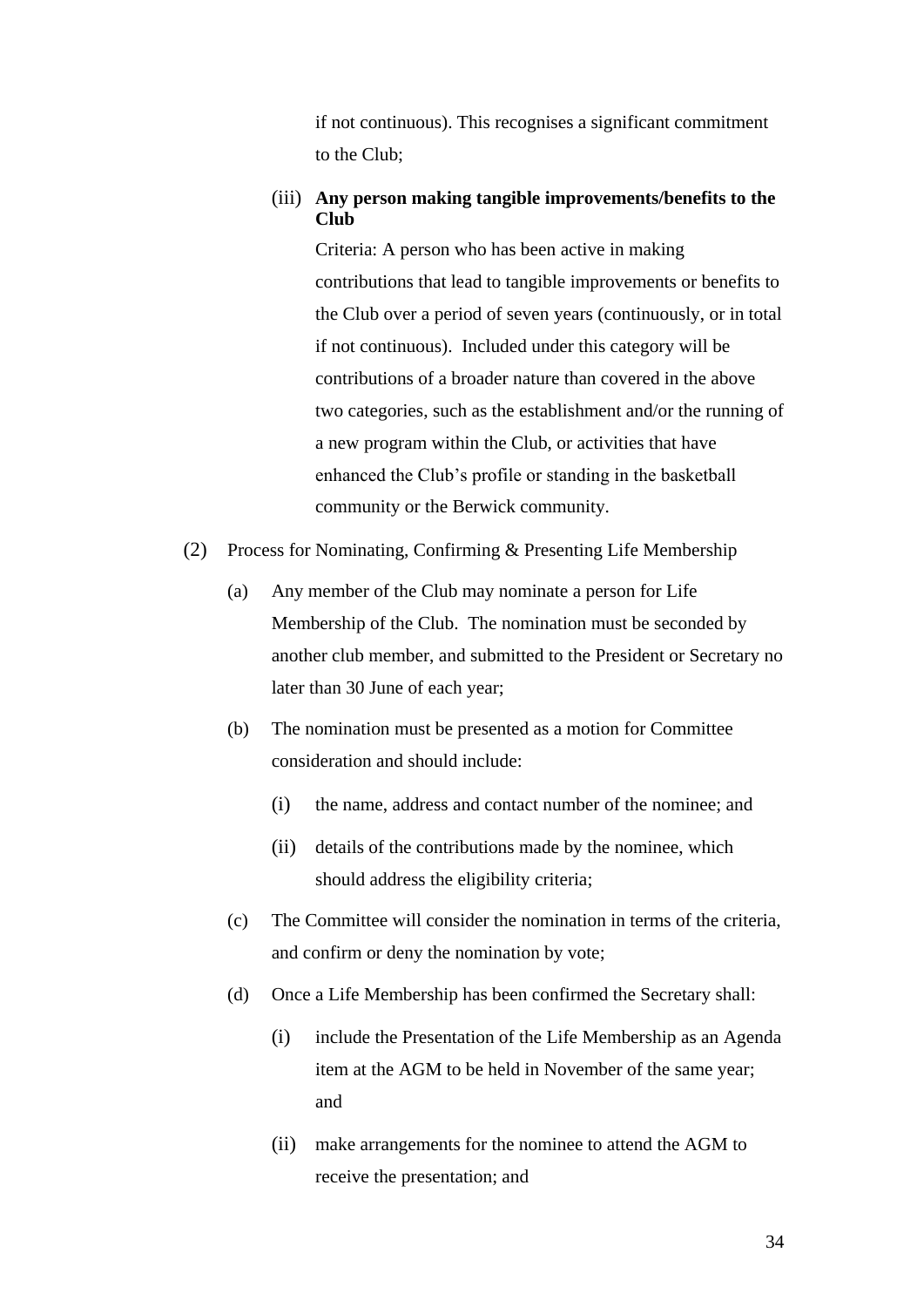if not continuous). This recognises a significant commitment to the Club;

(iii) **Any person making tangible improvements/benefits to the Club**

Criteria: A person who has been active in making contributions that lead to tangible improvements or benefits to the Club over a period of seven years (continuously, or in total if not continuous). Included under this category will be contributions of a broader nature than covered in the above two categories, such as the establishment and/or the running of a new program within the Club, or activities that have enhanced the Club's profile or standing in the basketball community or the Berwick community.

(2) Process for Nominating, Confirming & Presenting Life Membership

(a) Any member of the Club may nominate a person for Life Membership of the Club. The nomination must be seconded by another club member, and submitted to the President or Secretary no later than 30 June of each year;

(b) The nomination must be presented as a motion for Committee consideration and should include:

(i) the name, address and contact number of the nominee; and

(ii) details of the contributions made by the nominee, which should address the eligibility criteria;

(c) The Committee will consider the nomination in terms of the criteria, and confirm or deny the nomination by vote;

(d) Once a Life Membership has been confirmed the Secretary shall:

(i) include the Presentation of the Life Membership as an Agenda item at the AGM to be held in November of the same year; and

(ii) make arrangements for the nominee to attend the AGM to receive the presentation; and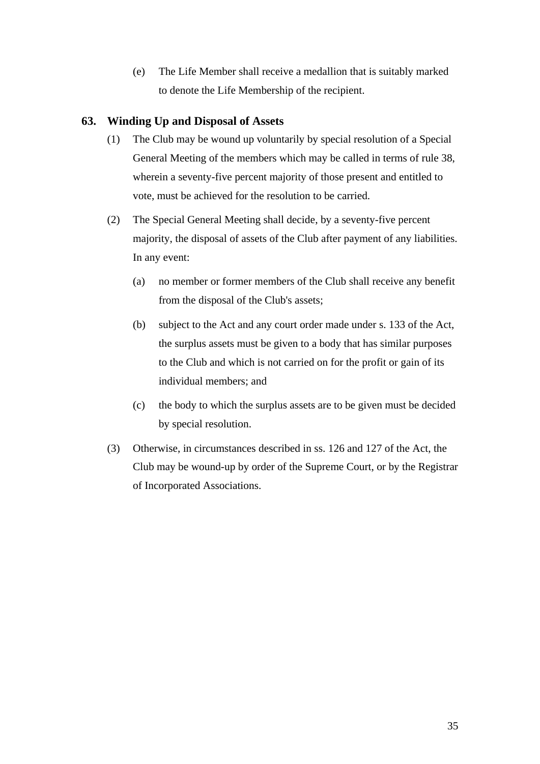(e) The Life Member shall receive a medallion that is suitably marked to denote the Life Membership of the recipient.

## 63. Winding Up and Disposal of Assets

(1) The Club may be wound up voluntarily by special resolution of a Special General Meeting of the members which may be called in terms of rule 38, wherein a seventy-five percent majority of those present and entitled to vote, must be achieved for the resolution to be carried.

(2) The Special General Meeting shall decide, by a seventy-five percent majority, the disposal of assets of the Club after payment of any liabilities. In any event:

(a) no member or former members of the Club shall receive any benefit from the disposal of the Club's assets;

(b) subject to the Act and any court order made under s. 133 of the Act, the surplus assets must be given to a body that has similar purposes to the Club and which is not carried on for the profit or gain of its individual members; and

(c) the body to which the surplus assets are to be given must be decided by special resolution.

(3) Otherwise, in circumstances described in ss. 126 and 127 of the Act, the Club may be wound-up by order of the Supreme Court, or by the Registrar of Incorporated Associations.